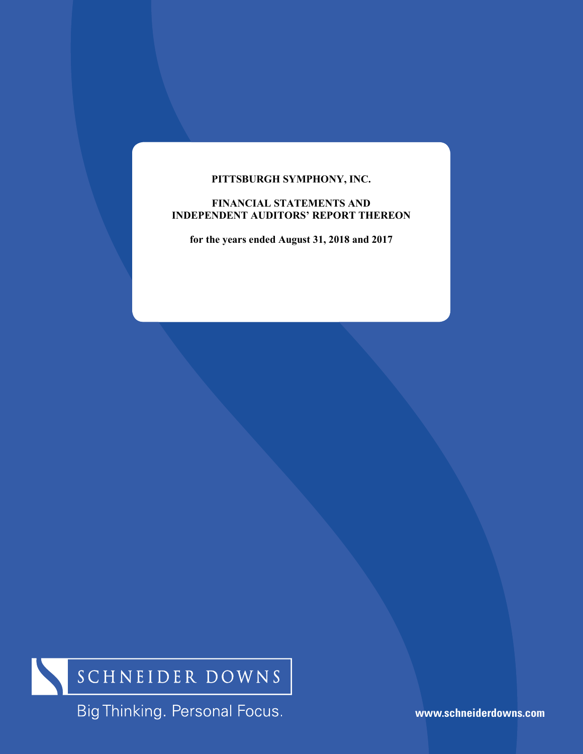**PITTSBURGH SYMPHONY, INC.**

**FINANCIAL STATEMENTS AND INDEPENDENT AUDITORS' REPORT THEREON**

**for the years ended August 31, 2018 and 2017**

SCHNEIDER DOWNS

Big Thinking. Personal Focus.

www.schneiderdowns.com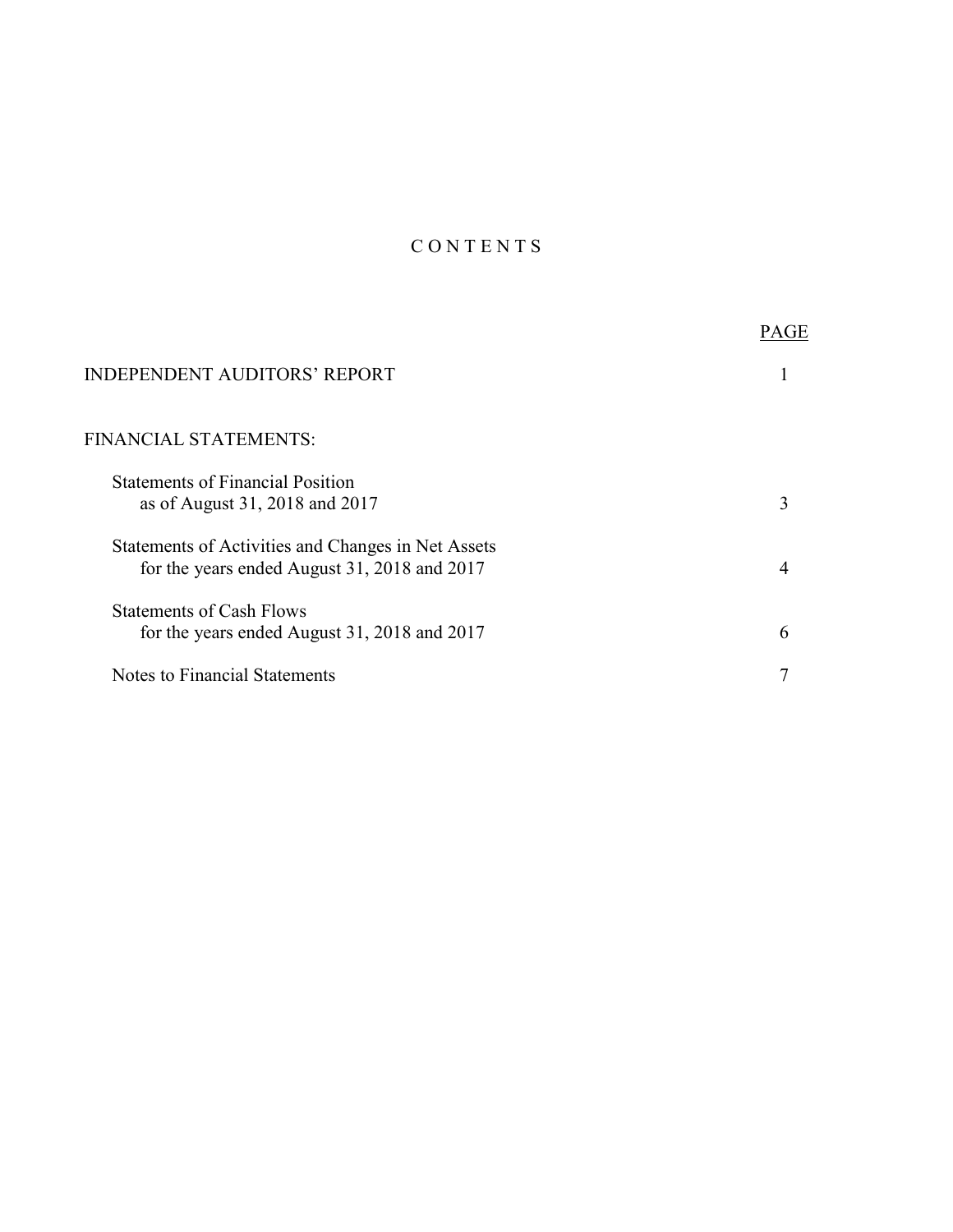# C O N T E N T S

| | PAGE |
|---|---|
| INDEPENDENT AUDITORS' REPORT | 1 |
| FINANCIAL STATEMENTS: | |
| Statements of Financial Position as of August 31, 2018 and 2017 | 3 |
| Statements of Activities and Changes in Net Assets for the years ended August 31, 2018 and 2017 | 4 |
| Statements of Cash Flows for the years ended August 31, 2018 and 2017 | 6 |
| Notes to Financial Statements | 7 |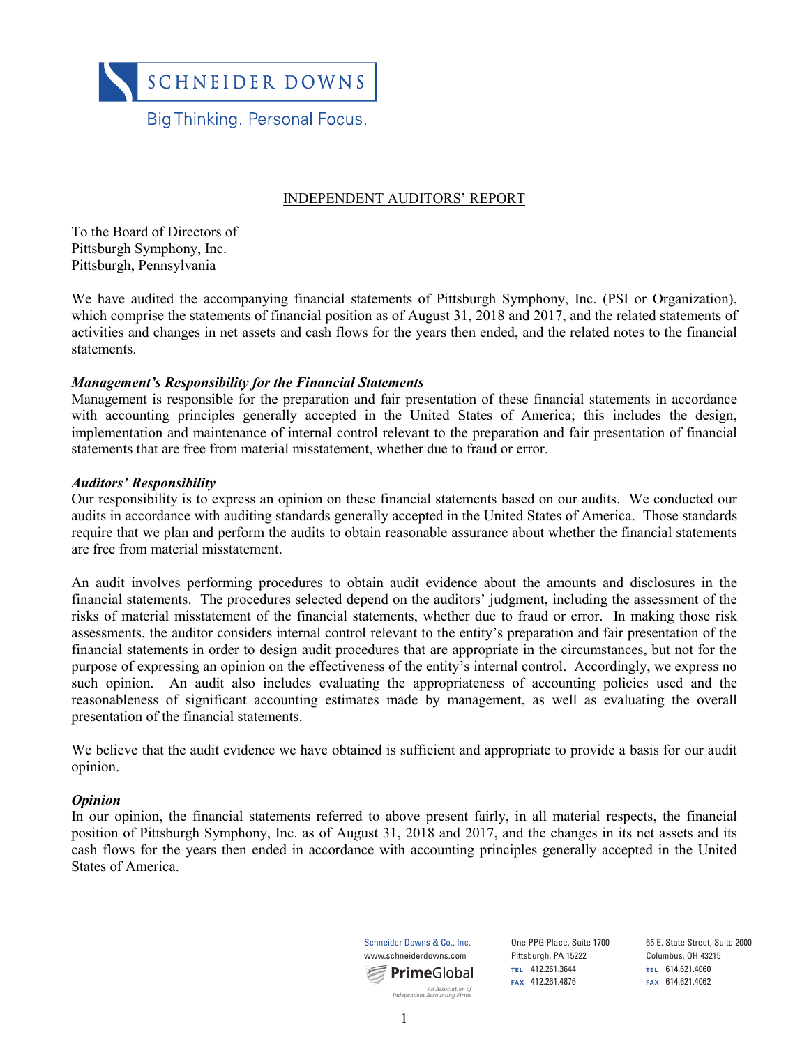SCHNEIDER DOWNS

Big Thinking. Personal Focus.

# INDEPENDENT AUDITORS' REPORT

To the Board of Directors of
Pittsburgh Symphony, Inc.
Pittsburgh, Pennsylvania

We have audited the accompanying financial statements of Pittsburgh Symphony, Inc. (PSI or Organization), which comprise the statements of financial position as of August 31, 2018 and 2017, and the related statements of activities and changes in net assets and cash flows for the years then ended, and the related notes to the financial statements.

***Management's Responsibility for the Financial Statements***
Management is responsible for the preparation and fair presentation of these financial statements in accordance with accounting principles generally accepted in the United States of America; this includes the design, implementation and maintenance of internal control relevant to the preparation and fair presentation of financial statements that are free from material misstatement, whether due to fraud or error.

***Auditors' Responsibility***
Our responsibility is to express an opinion on these financial statements based on our audits. We conducted our audits in accordance with auditing standards generally accepted in the United States of America. Those standards require that we plan and perform the audits to obtain reasonable assurance about whether the financial statements are free from material misstatement.

An audit involves performing procedures to obtain audit evidence about the amounts and disclosures in the financial statements. The procedures selected depend on the auditors' judgment, including the assessment of the risks of material misstatement of the financial statements, whether due to fraud or error. In making those risk assessments, the auditor considers internal control relevant to the entity's preparation and fair presentation of the financial statements in order to design audit procedures that are appropriate in the circumstances, but not for the purpose of expressing an opinion on the effectiveness of the entity's internal control. Accordingly, we express no such opinion. An audit also includes evaluating the appropriateness of accounting policies used and the reasonableness of significant accounting estimates made by management, as well as evaluating the overall presentation of the financial statements.

We believe that the audit evidence we have obtained is sufficient and appropriate to provide a basis for our audit opinion.

***Opinion***
In our opinion, the financial statements referred to above present fairly, in all material respects, the financial position of Pittsburgh Symphony, Inc. as of August 31, 2018 and 2017, and the changes in its net assets and its cash flows for the years then ended in accordance with accounting principles generally accepted in the United States of America.

Schneider Downs & Co., Inc.
www.schneiderdowns.com
PrimeGlobal
An Association of Independent Accounting Firms

One PPG Place, Suite 1700
Pittsburgh, PA 15222
TEL 412.261.3644
FAX 412.261.4876

65 E. State Street, Suite 2000
Columbus, OH 43215
TEL 614.621.4060
FAX 614.621.4062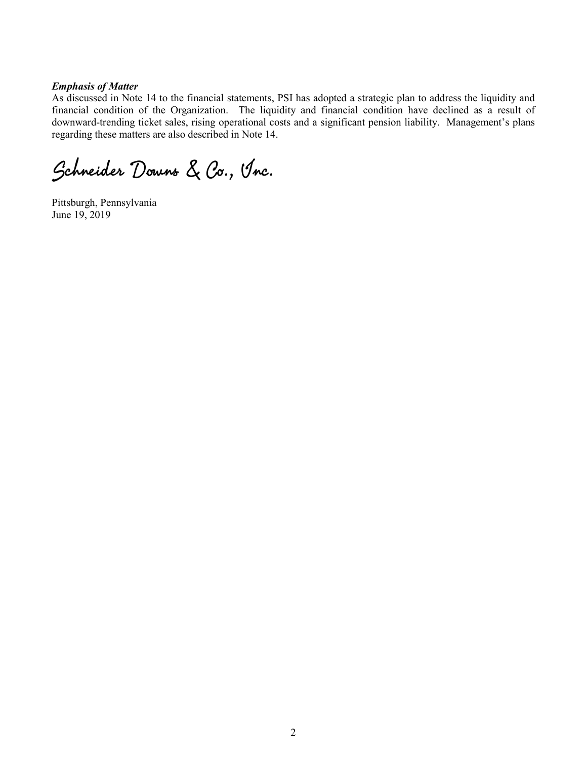***Emphasis of Matter***

As discussed in Note 14 to the financial statements, PSI has adopted a strategic plan to address the liquidity and financial condition of the Organization. The liquidity and financial condition have declined as a result of downward-trending ticket sales, rising operational costs and a significant pension liability. Management's plans regarding these matters are also described in Note 14.

Schneider Downs & Co., Inc.

Pittsburgh, Pennsylvania
June 19, 2019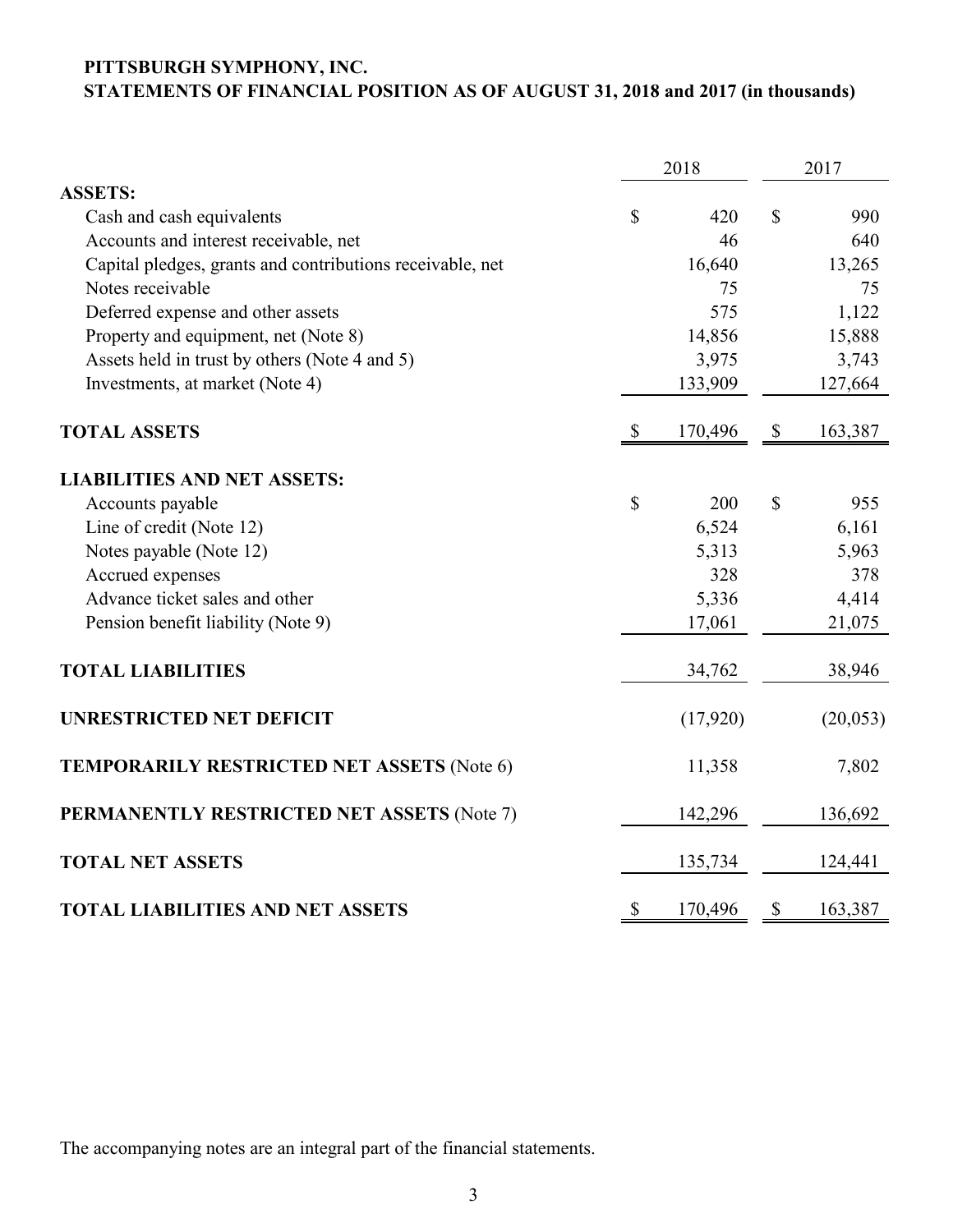# PITTSBURGH SYMPHONY, INC.
## STATEMENTS OF FINANCIAL POSITION AS OF AUGUST 31, 2018 and 2017 (in thousands)

| | 2018 | 2017 |
|---|---|---|
| **ASSETS:** | | |
| Cash and cash equivalents | $ 420 | $ 990 |
| Accounts and interest receivable, net | 46 | 640 |
| Capital pledges, grants and contributions receivable, net | 16,640 | 13,265 |
| Notes receivable | 75 | 75 |
| Deferred expense and other assets | 575 | 1,122 |
| Property and equipment, net (Note 8) | 14,856 | 15,888 |
| Assets held in trust by others (Note 4 and 5) | 3,975 | 3,743 |
| Investments, at market (Note 4) | 133,909 | 127,664 |
| **TOTAL ASSETS** | $ 170,496 | $ 163,387 |
| **LIABILITIES AND NET ASSETS:** | | |
| Accounts payable | $ 200 | $ 955 |
| Line of credit (Note 12) | 6,524 | 6,161 |
| Notes payable (Note 12) | 5,313 | 5,963 |
| Accrued expenses | 328 | 378 |
| Advance ticket sales and other | 5,336 | 4,414 |
| Pension benefit liability (Note 9) | 17,061 | 21,075 |
| **TOTAL LIABILITIES** | 34,762 | 38,946 |
| **UNRESTRICTED NET DEFICIT** | (17,920) | (20,053) |
| **TEMPORARILY RESTRICTED NET ASSETS** (Note 6) | 11,358 | 7,802 |
| **PERMANENTLY RESTRICTED NET ASSETS** (Note 7) | 142,296 | 136,692 |
| **TOTAL NET ASSETS** | 135,734 | 124,441 |
| **TOTAL LIABILITIES AND NET ASSETS** | $ 170,496 | $ 163,387 |

The accompanying notes are an integral part of the financial statements.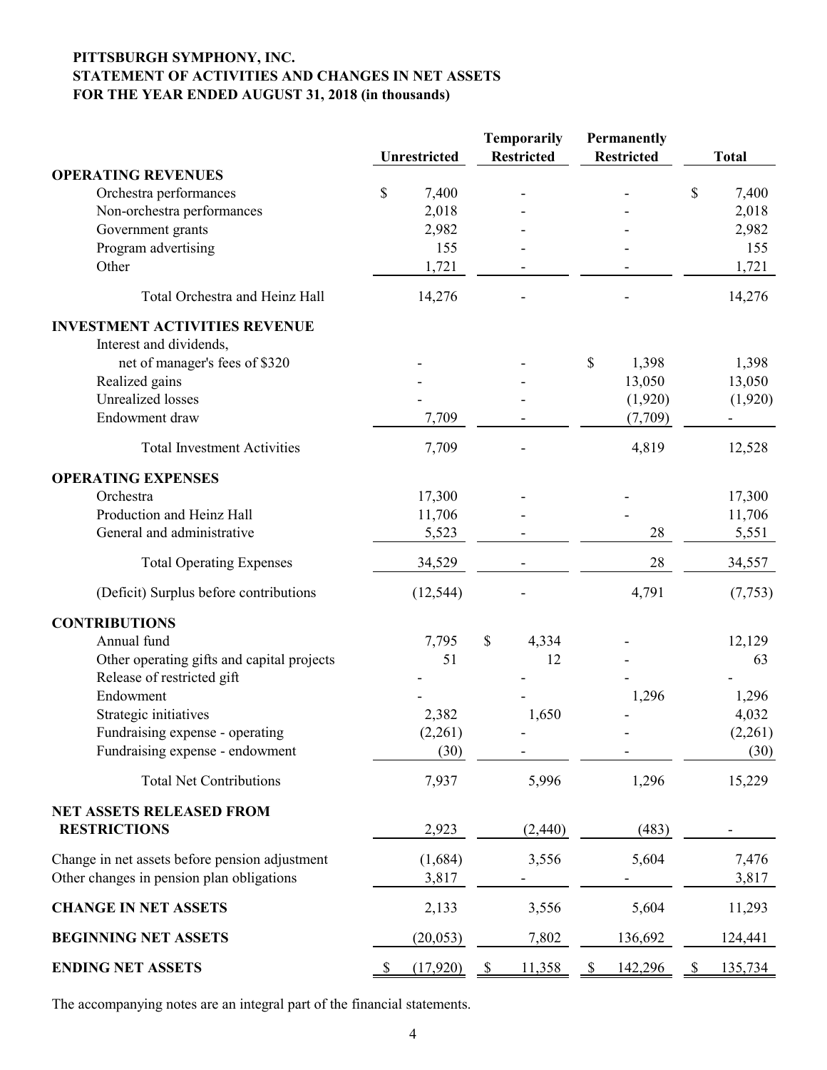**PITTSBURGH SYMPHONY, INC.**
**STATEMENT OF ACTIVITIES AND CHANGES IN NET ASSETS**
**FOR THE YEAR ENDED AUGUST 31, 2018 (in thousands)**

| | Unrestricted | Temporarily Restricted | Permanently Restricted | Total |
|---|---|---|---|---|
| **OPERATING REVENUES** | | | | |
| Orchestra performances | $ 7,400 | - | - | $ 7,400 |
| Non-orchestra performances | 2,018 | - | - | 2,018 |
| Government grants | 2,982 | - | - | 2,982 |
| Program advertising | 155 | - | - | 155 |
| Other | 1,721 | - | - | 1,721 |
| Total Orchestra and Heinz Hall | 14,276 | - | - | 14,276 |
| **INVESTMENT ACTIVITIES REVENUE** | | | | |
| Interest and dividends, net of manager's fees of $320 | - | - | $ 1,398 | 1,398 |
| Realized gains | - | - | 13,050 | 13,050 |
| Unrealized losses | - | - | (1,920) | (1,920) |
| Endowment draw | 7,709 | - | (7,709) | - |
| Total Investment Activities | 7,709 | - | 4,819 | 12,528 |
| **OPERATING EXPENSES** | | | | |
| Orchestra | 17,300 | - | - | 17,300 |
| Production and Heinz Hall | 11,706 | - | - | 11,706 |
| General and administrative | 5,523 | - | 28 | 5,551 |
| Total Operating Expenses | 34,529 | - | 28 | 34,557 |
| (Deficit) Surplus before contributions | (12,544) | - | 4,791 | (7,753) |
| **CONTRIBUTIONS** | | | | |
| Annual fund | 7,795 | $ 4,334 | - | 12,129 |
| Other operating gifts and capital projects | 51 | 12 | - | 63 |
| Release of restricted gift | - | - | - | - |
| Endowment | - | - | 1,296 | 1,296 |
| Strategic initiatives | 2,382 | 1,650 | - | 4,032 |
| Fundraising expense - operating | (2,261) | - | - | (2,261) |
| Fundraising expense - endowment | (30) | - | - | (30) |
| Total Net Contributions | 7,937 | 5,996 | 1,296 | 15,229 |
| **NET ASSETS RELEASED FROM RESTRICTIONS** | 2,923 | (2,440) | (483) | - |
| Change in net assets before pension adjustment | (1,684) | 3,556 | 5,604 | 7,476 |
| Other changes in pension plan obligations | 3,817 | - | - | 3,817 |
| **CHANGE IN NET ASSETS** | 2,133 | 3,556 | 5,604 | 11,293 |
| **BEGINNING NET ASSETS** | (20,053) | 7,802 | 136,692 | 124,441 |
| **ENDING NET ASSETS** | $ (17,920) | $ 11,358 | $ 142,296 | $ 135,734 |

The accompanying notes are an integral part of the financial statements.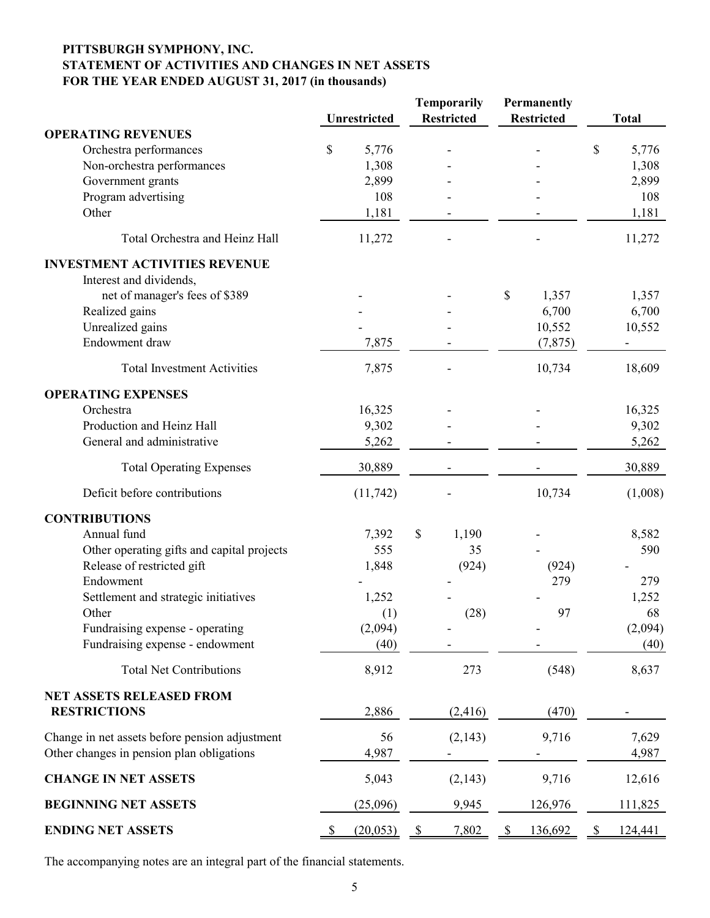**PITTSBURGH SYMPHONY, INC.**
**STATEMENT OF ACTIVITIES AND CHANGES IN NET ASSETS**
**FOR THE YEAR ENDED AUGUST 31, 2017 (in thousands)**

| | Unrestricted | Temporarily Restricted | Permanently Restricted | Total |
|---|---|---|---|---|
| **OPERATING REVENUES** | | | | |
| Orchestra performances | $ 5,776 | - | - | $ 5,776 |
| Non-orchestra performances | 1,308 | - | - | 1,308 |
| Government grants | 2,899 | - | - | 2,899 |
| Program advertising | 108 | - | - | 108 |
| Other | 1,181 | - | - | 1,181 |
| Total Orchestra and Heinz Hall | 11,272 | - | - | 11,272 |
| **INVESTMENT ACTIVITIES REVENUE** | | | | |
| Interest and dividends, net of manager's fees of $389 | - | - | $ 1,357 | 1,357 |
| Realized gains | - | - | 6,700 | 6,700 |
| Unrealized gains | - | - | 10,552 | 10,552 |
| Endowment draw | 7,875 | - | (7,875) | - |
| Total Investment Activities | 7,875 | - | 10,734 | 18,609 |
| **OPERATING EXPENSES** | | | | |
| Orchestra | 16,325 | - | - | 16,325 |
| Production and Heinz Hall | 9,302 | - | - | 9,302 |
| General and administrative | 5,262 | - | - | 5,262 |
| Total Operating Expenses | 30,889 | - | - | 30,889 |
| Deficit before contributions | (11,742) | - | 10,734 | (1,008) |
| **CONTRIBUTIONS** | | | | |
| Annual fund | 7,392 | $ 1,190 | - | 8,582 |
| Other operating gifts and capital projects | 555 | 35 | - | 590 |
| Release of restricted gift | 1,848 | (924) | (924) | - |
| Endowment | - | - | 279 | 279 |
| Settlement and strategic initiatives | 1,252 | - | - | 1,252 |
| Other | (1) | (28) | 97 | 68 |
| Fundraising expense - operating | (2,094) | - | - | (2,094) |
| Fundraising expense - endowment | (40) | - | - | (40) |
| Total Net Contributions | 8,912 | 273 | (548) | 8,637 |
| **NET ASSETS RELEASED FROM RESTRICTIONS** | 2,886 | (2,416) | (470) | - |
| Change in net assets before pension adjustment | 56 | (2,143) | 9,716 | 7,629 |
| Other changes in pension plan obligations | 4,987 | - | - | 4,987 |
| **CHANGE IN NET ASSETS** | 5,043 | (2,143) | 9,716 | 12,616 |
| **BEGINNING NET ASSETS** | (25,096) | 9,945 | 126,976 | 111,825 |
| **ENDING NET ASSETS** | $ (20,053) | $ 7,802 | $ 136,692 | $ 124,441 |

The accompanying notes are an integral part of the financial statements.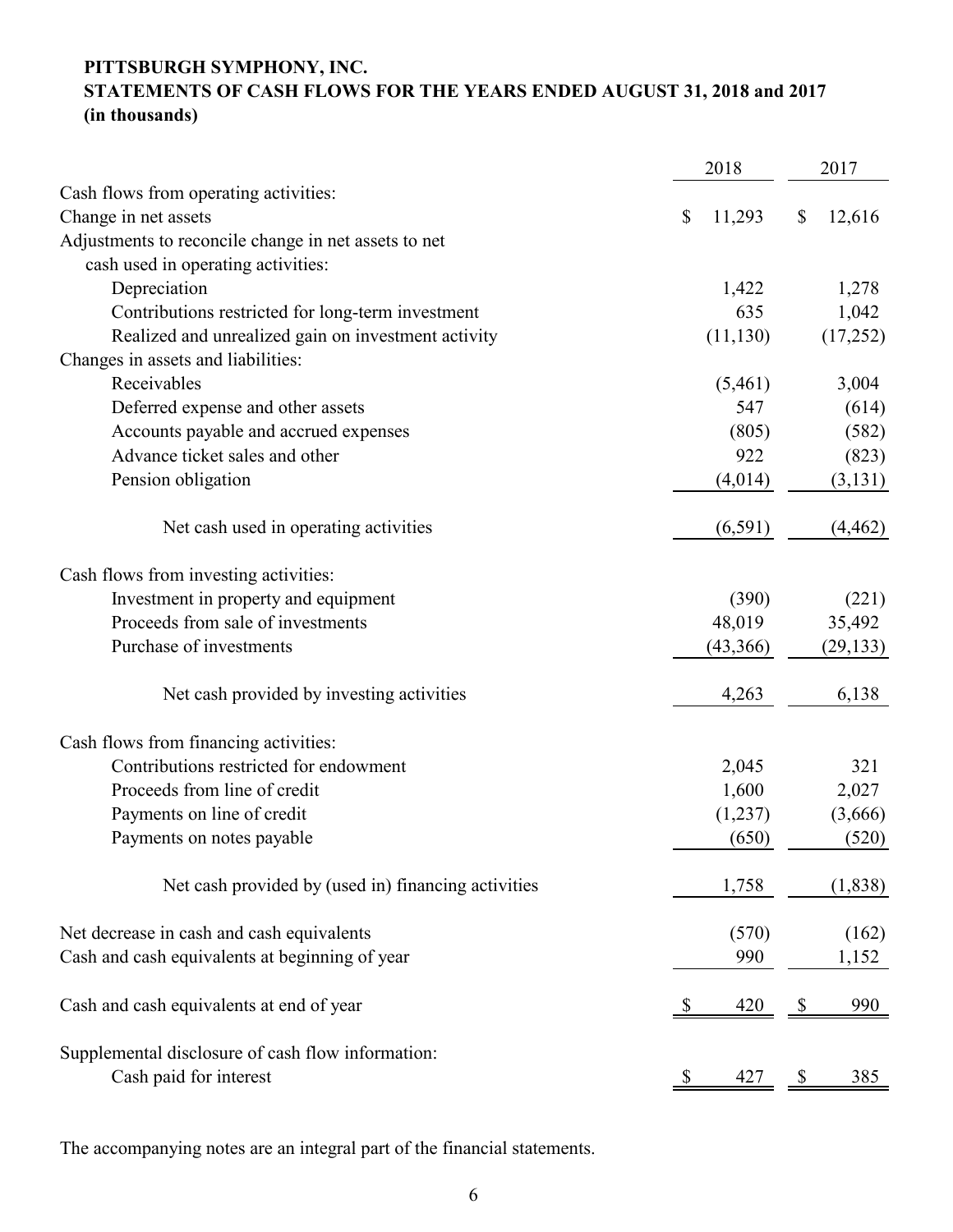**PITTSBURGH SYMPHONY, INC.**
**STATEMENTS OF CASH FLOWS FOR THE YEARS ENDED AUGUST 31, 2018 and 2017**
**(in thousands)**

| | 2018 | 2017 |
|---|---|---|
| Cash flows from operating activities: | | |
| Change in net assets | $ 11,293 | $ 12,616 |
| Adjustments to reconcile change in net assets to net cash used in operating activities: | | |
| Depreciation | 1,422 | 1,278 |
| Contributions restricted for long-term investment | 635 | 1,042 |
| Realized and unrealized gain on investment activity | (11,130) | (17,252) |
| Changes in assets and liabilities: | | |
| Receivables | (5,461) | 3,004 |
| Deferred expense and other assets | 547 | (614) |
| Accounts payable and accrued expenses | (805) | (582) |
| Advance ticket sales and other | 922 | (823) |
| Pension obligation | (4,014) | (3,131) |
| Net cash used in operating activities | (6,591) | (4,462) |
| Cash flows from investing activities: | | |
| Investment in property and equipment | (390) | (221) |
| Proceeds from sale of investments | 48,019 | 35,492 |
| Purchase of investments | (43,366) | (29,133) |
| Net cash provided by investing activities | 4,263 | 6,138 |
| Cash flows from financing activities: | | |
| Contributions restricted for endowment | 2,045 | 321 |
| Proceeds from line of credit | 1,600 | 2,027 |
| Payments on line of credit | (1,237) | (3,666) |
| Payments on notes payable | (650) | (520) |
| Net cash provided by (used in) financing activities | 1,758 | (1,838) |
| Net decrease in cash and cash equivalents | (570) | (162) |
| Cash and cash equivalents at beginning of year | 990 | 1,152 |
| Cash and cash equivalents at end of year | $ 420 | $ 990 |
| Supplemental disclosure of cash flow information: | | |
| Cash paid for interest | $ 427 | $ 385 |

The accompanying notes are an integral part of the financial statements.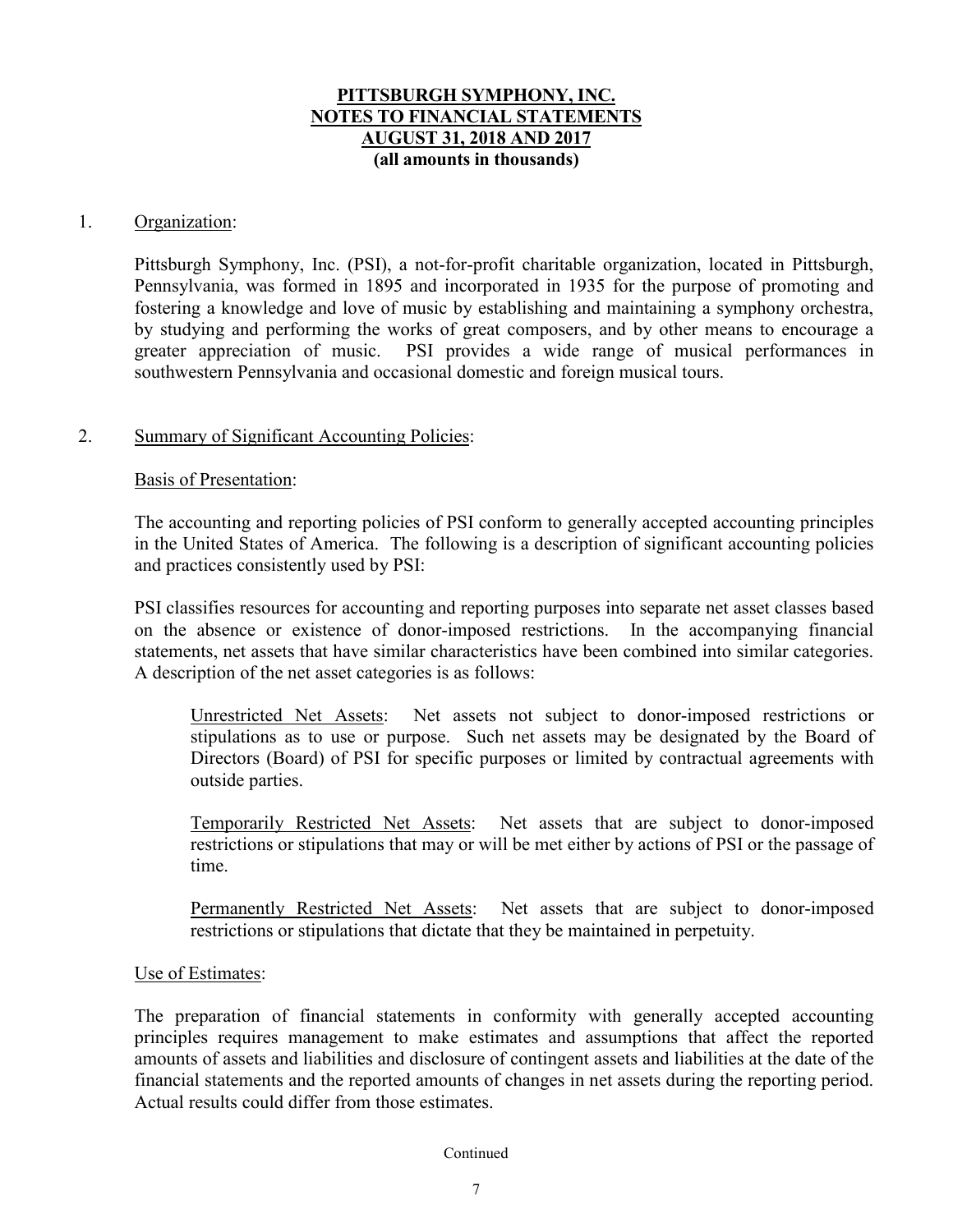# PITTSBURGH SYMPHONY, INC.
# NOTES TO FINANCIAL STATEMENTS
# AUGUST 31, 2018 AND 2017
**(all amounts in thousands)**

1. Organization:

Pittsburgh Symphony, Inc. (PSI), a not-for-profit charitable organization, located in Pittsburgh, Pennsylvania, was formed in 1895 and incorporated in 1935 for the purpose of promoting and fostering a knowledge and love of music by establishing and maintaining a symphony orchestra, by studying and performing the works of great composers, and by other means to encourage a greater appreciation of music. PSI provides a wide range of musical performances in southwestern Pennsylvania and occasional domestic and foreign musical tours.

2. Summary of Significant Accounting Policies:

Basis of Presentation:

The accounting and reporting policies of PSI conform to generally accepted accounting principles in the United States of America. The following is a description of significant accounting policies and practices consistently used by PSI:

PSI classifies resources for accounting and reporting purposes into separate net asset classes based on the absence or existence of donor-imposed restrictions. In the accompanying financial statements, net assets that have similar characteristics have been combined into similar categories. A description of the net asset categories is as follows:

Unrestricted Net Assets: Net assets not subject to donor-imposed restrictions or stipulations as to use or purpose. Such net assets may be designated by the Board of Directors (Board) of PSI for specific purposes or limited by contractual agreements with outside parties.

Temporarily Restricted Net Assets: Net assets that are subject to donor-imposed restrictions or stipulations that may or will be met either by actions of PSI or the passage of time.

Permanently Restricted Net Assets: Net assets that are subject to donor-imposed restrictions or stipulations that dictate that they be maintained in perpetuity.

Use of Estimates:

The preparation of financial statements in conformity with generally accepted accounting principles requires management to make estimates and assumptions that affect the reported amounts of assets and liabilities and disclosure of contingent assets and liabilities at the date of the financial statements and the reported amounts of changes in net assets during the reporting period. Actual results could differ from those estimates.

Continued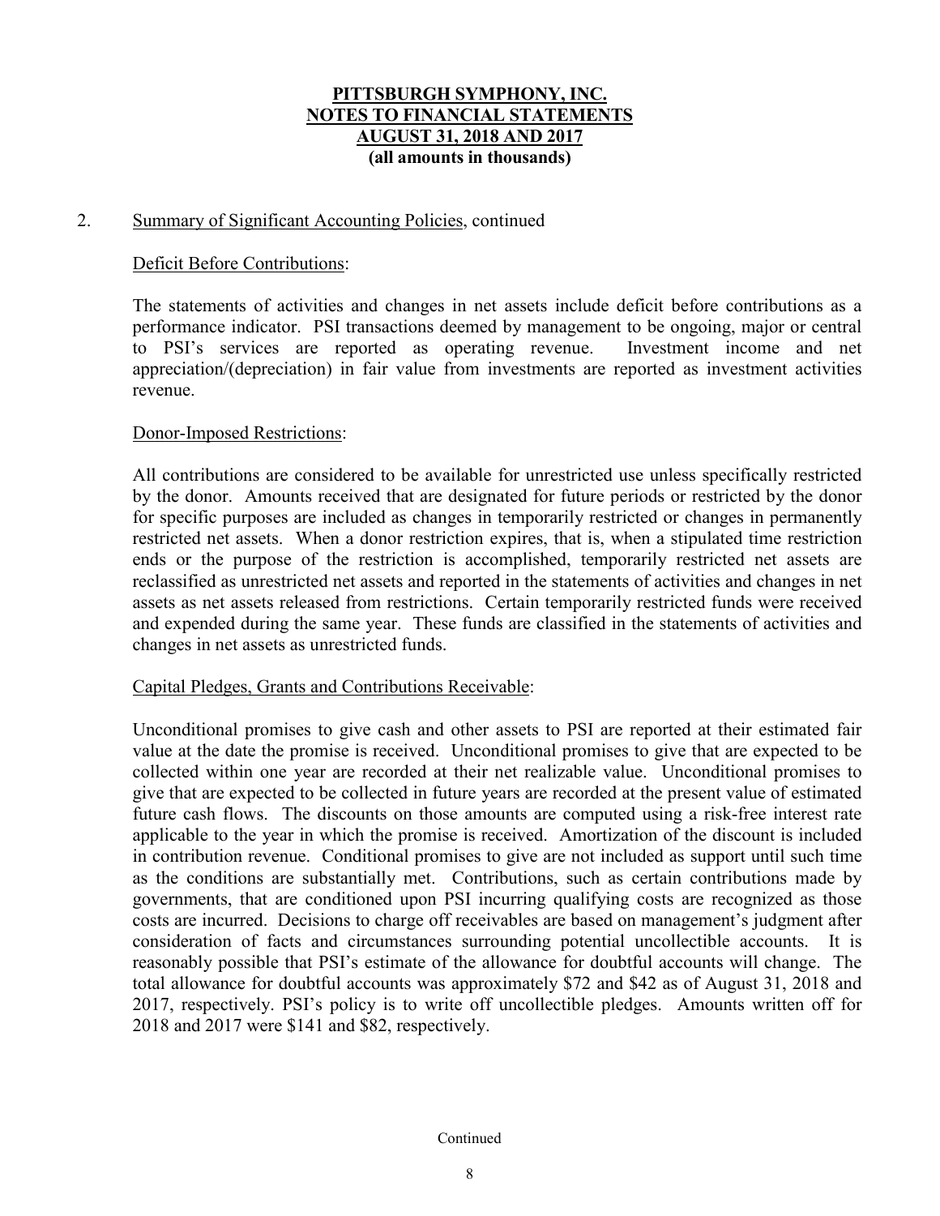# PITTSBURGH SYMPHONY, INC.
# NOTES TO FINANCIAL STATEMENTS
# AUGUST 31, 2018 AND 2017
**(all amounts in thousands)**

2. Summary of Significant Accounting Policies, continued

Deficit Before Contributions:

The statements of activities and changes in net assets include deficit before contributions as a performance indicator. PSI transactions deemed by management to be ongoing, major or central to PSI's services are reported as operating revenue. Investment income and net appreciation/(depreciation) in fair value from investments are reported as investment activities revenue.

Donor-Imposed Restrictions:

All contributions are considered to be available for unrestricted use unless specifically restricted by the donor. Amounts received that are designated for future periods or restricted by the donor for specific purposes are included as changes in temporarily restricted or changes in permanently restricted net assets. When a donor restriction expires, that is, when a stipulated time restriction ends or the purpose of the restriction is accomplished, temporarily restricted net assets are reclassified as unrestricted net assets and reported in the statements of activities and changes in net assets as net assets released from restrictions. Certain temporarily restricted funds were received and expended during the same year. These funds are classified in the statements of activities and changes in net assets as unrestricted funds.

Capital Pledges, Grants and Contributions Receivable:

Unconditional promises to give cash and other assets to PSI are reported at their estimated fair value at the date the promise is received. Unconditional promises to give that are expected to be collected within one year are recorded at their net realizable value. Unconditional promises to give that are expected to be collected in future years are recorded at the present value of estimated future cash flows. The discounts on those amounts are computed using a risk-free interest rate applicable to the year in which the promise is received. Amortization of the discount is included in contribution revenue. Conditional promises to give are not included as support until such time as the conditions are substantially met. Contributions, such as certain contributions made by governments, that are conditioned upon PSI incurring qualifying costs are recognized as those costs are incurred. Decisions to charge off receivables are based on management's judgment after consideration of facts and circumstances surrounding potential uncollectible accounts. It is reasonably possible that PSI's estimate of the allowance for doubtful accounts will change. The total allowance for doubtful accounts was approximately $72 and $42 as of August 31, 2018 and 2017, respectively. PSI's policy is to write off uncollectible pledges. Amounts written off for 2018 and 2017 were $141 and $82, respectively.

Continued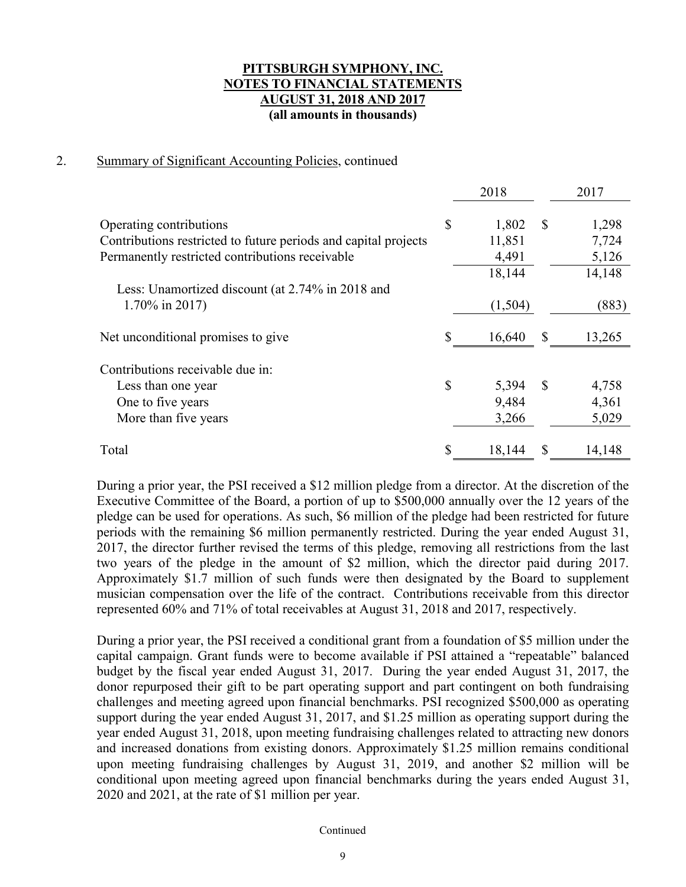**PITTSBURGH SYMPHONY, INC.**
**NOTES TO FINANCIAL STATEMENTS**
**AUGUST 31, 2018 AND 2017**
**(all amounts in thousands)**

2. Summary of Significant Accounting Policies, continued

| | 2018 | 2017 |
|---|---|---|
| Operating contributions | $ 1,802 | $ 1,298 |
| Contributions restricted to future periods and capital projects | 11,851 | 7,724 |
| Permanently restricted contributions receivable | 4,491 | 5,126 |
| | 18,144 | 14,148 |
| Less: Unamortized discount (at 2.74% in 2018 and 1.70% in 2017) | (1,504) | (883) |
| Net unconditional promises to give | $ 16,640 | $ 13,265 |
| Contributions receivable due in: | | |
| Less than one year | $ 5,394 | $ 4,758 |
| One to five years | 9,484 | 4,361 |
| More than five years | 3,266 | 5,029 |
| Total | $ 18,144 | $ 14,148 |

During a prior year, the PSI received a $12 million pledge from a director. At the discretion of the Executive Committee of the Board, a portion of up to $500,000 annually over the 12 years of the pledge can be used for operations. As such, $6 million of the pledge had been restricted for future periods with the remaining $6 million permanently restricted. During the year ended August 31, 2017, the director further revised the terms of this pledge, removing all restrictions from the last two years of the pledge in the amount of $2 million, which the director paid during 2017. Approximately $1.7 million of such funds were then designated by the Board to supplement musician compensation over the life of the contract. Contributions receivable from this director represented 60% and 71% of total receivables at August 31, 2018 and 2017, respectively.

During a prior year, the PSI received a conditional grant from a foundation of $5 million under the capital campaign. Grant funds were to become available if PSI attained a "repeatable" balanced budget by the fiscal year ended August 31, 2017. During the year ended August 31, 2017, the donor repurposed their gift to be part operating support and part contingent on both fundraising challenges and meeting agreed upon financial benchmarks. PSI recognized $500,000 as operating support during the year ended August 31, 2017, and $1.25 million as operating support during the year ended August 31, 2018, upon meeting fundraising challenges related to attracting new donors and increased donations from existing donors. Approximately $1.25 million remains conditional upon meeting fundraising challenges by August 31, 2019, and another $2 million will be conditional upon meeting agreed upon financial benchmarks during the years ended August 31, 2020 and 2021, at the rate of $1 million per year.

Continued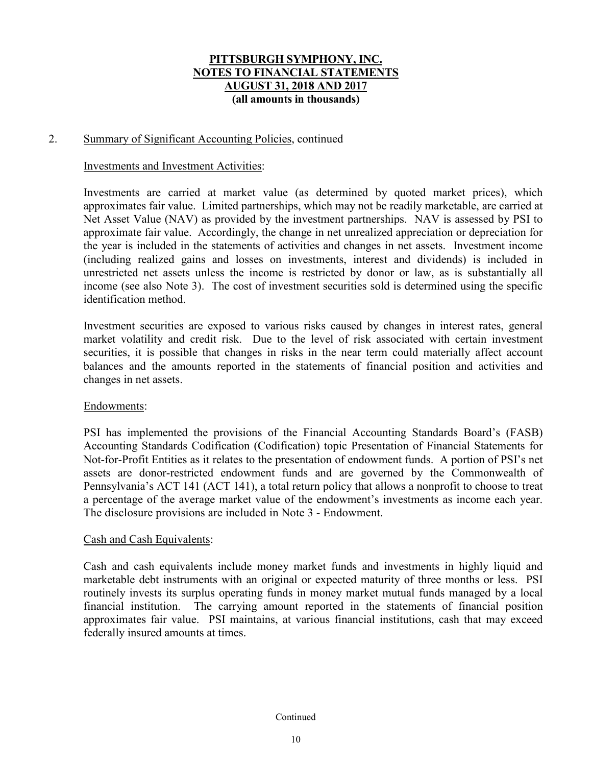**PITTSBURGH SYMPHONY, INC.**
**NOTES TO FINANCIAL STATEMENTS**
**AUGUST 31, 2018 AND 2017**
**(all amounts in thousands)**

2. Summary of Significant Accounting Policies, continued

Investments and Investment Activities:

Investments are carried at market value (as determined by quoted market prices), which approximates fair value. Limited partnerships, which may not be readily marketable, are carried at Net Asset Value (NAV) as provided by the investment partnerships. NAV is assessed by PSI to approximate fair value. Accordingly, the change in net unrealized appreciation or depreciation for the year is included in the statements of activities and changes in net assets. Investment income (including realized gains and losses on investments, interest and dividends) is included in unrestricted net assets unless the income is restricted by donor or law, as is substantially all income (see also Note 3). The cost of investment securities sold is determined using the specific identification method.

Investment securities are exposed to various risks caused by changes in interest rates, general market volatility and credit risk. Due to the level of risk associated with certain investment securities, it is possible that changes in risks in the near term could materially affect account balances and the amounts reported in the statements of financial position and activities and changes in net assets.

Endowments:

PSI has implemented the provisions of the Financial Accounting Standards Board's (FASB) Accounting Standards Codification (Codification) topic Presentation of Financial Statements for Not-for-Profit Entities as it relates to the presentation of endowment funds. A portion of PSI's net assets are donor-restricted endowment funds and are governed by the Commonwealth of Pennsylvania's ACT 141 (ACT 141), a total return policy that allows a nonprofit to choose to treat a percentage of the average market value of the endowment's investments as income each year. The disclosure provisions are included in Note 3 - Endowment.

Cash and Cash Equivalents:

Cash and cash equivalents include money market funds and investments in highly liquid and marketable debt instruments with an original or expected maturity of three months or less. PSI routinely invests its surplus operating funds in money market mutual funds managed by a local financial institution. The carrying amount reported in the statements of financial position approximates fair value. PSI maintains, at various financial institutions, cash that may exceed federally insured amounts at times.

Continued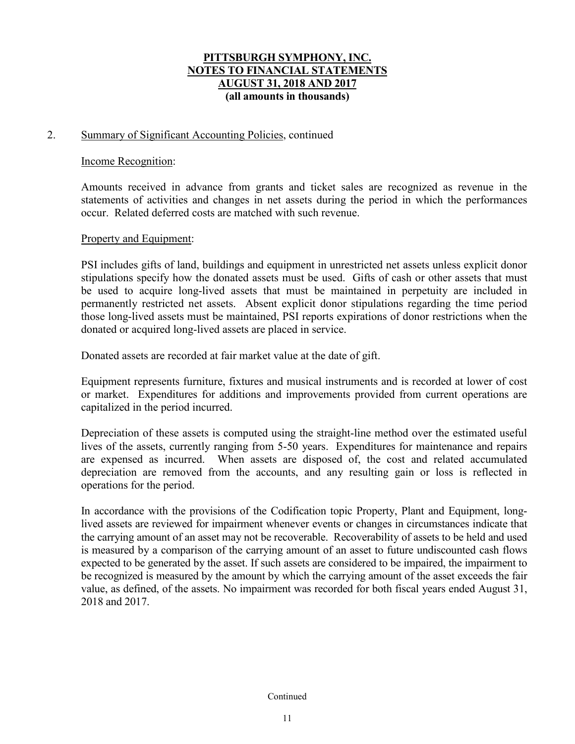# PITTSBURGH SYMPHONY, INC.
# NOTES TO FINANCIAL STATEMENTS
# AUGUST 31, 2018 AND 2017
**(all amounts in thousands)**

2. Summary of Significant Accounting Policies, continued

Income Recognition:

Amounts received in advance from grants and ticket sales are recognized as revenue in the statements of activities and changes in net assets during the period in which the performances occur. Related deferred costs are matched with such revenue.

Property and Equipment:

PSI includes gifts of land, buildings and equipment in unrestricted net assets unless explicit donor stipulations specify how the donated assets must be used. Gifts of cash or other assets that must be used to acquire long-lived assets that must be maintained in perpetuity are included in permanently restricted net assets. Absent explicit donor stipulations regarding the time period those long-lived assets must be maintained, PSI reports expirations of donor restrictions when the donated or acquired long-lived assets are placed in service.

Donated assets are recorded at fair market value at the date of gift.

Equipment represents furniture, fixtures and musical instruments and is recorded at lower of cost or market. Expenditures for additions and improvements provided from current operations are capitalized in the period incurred.

Depreciation of these assets is computed using the straight-line method over the estimated useful lives of the assets, currently ranging from 5-50 years. Expenditures for maintenance and repairs are expensed as incurred. When assets are disposed of, the cost and related accumulated depreciation are removed from the accounts, and any resulting gain or loss is reflected in operations for the period.

In accordance with the provisions of the Codification topic Property, Plant and Equipment, long-lived assets are reviewed for impairment whenever events or changes in circumstances indicate that the carrying amount of an asset may not be recoverable. Recoverability of assets to be held and used is measured by a comparison of the carrying amount of an asset to future undiscounted cash flows expected to be generated by the asset. If such assets are considered to be impaired, the impairment to be recognized is measured by the amount by which the carrying amount of the asset exceeds the fair value, as defined, of the assets. No impairment was recorded for both fiscal years ended August 31, 2018 and 2017.

Continued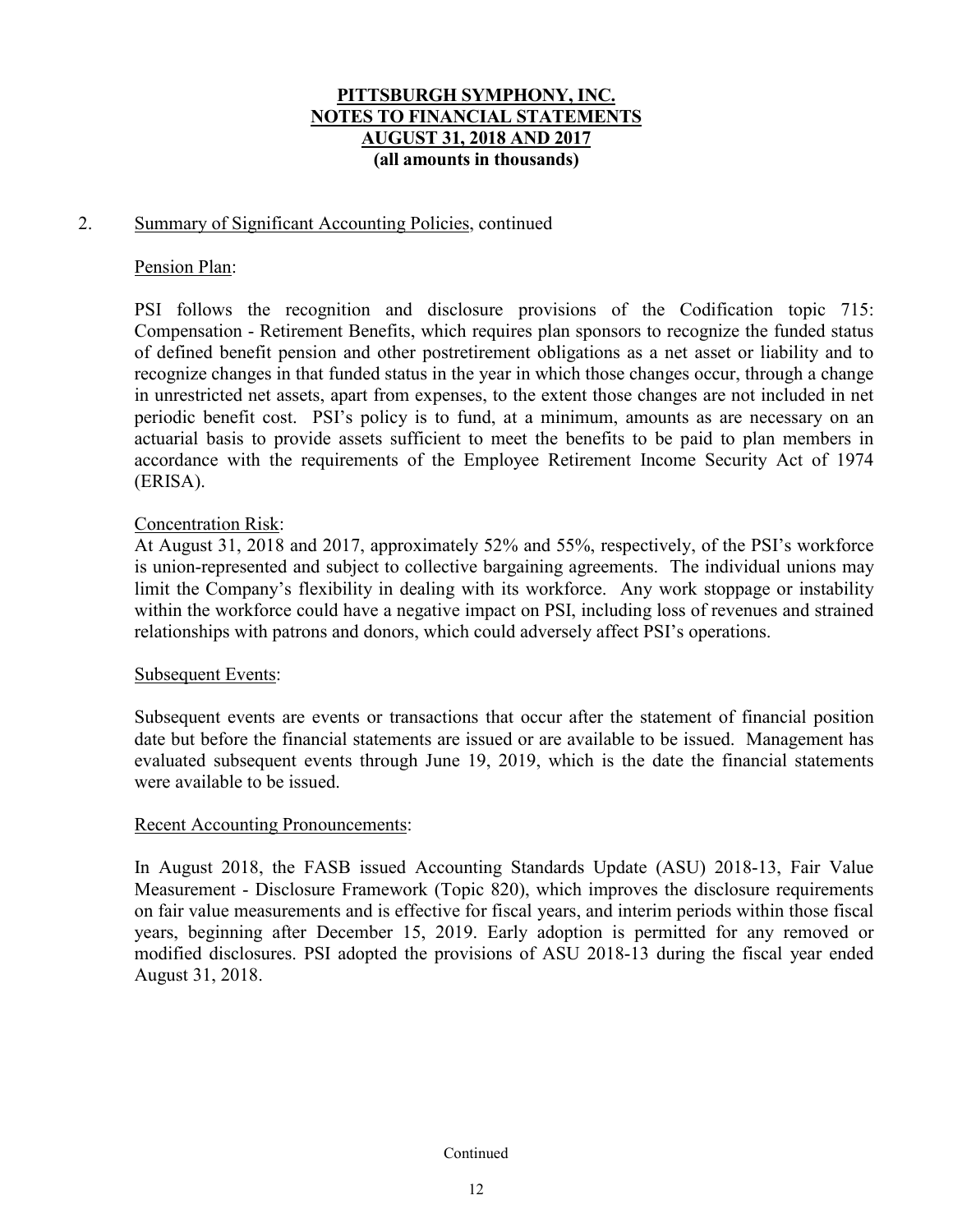# PITTSBURGH SYMPHONY, INC.
# NOTES TO FINANCIAL STATEMENTS
# AUGUST 31, 2018 AND 2017
**(all amounts in thousands)**

2. Summary of Significant Accounting Policies, continued

Pension Plan:

PSI follows the recognition and disclosure provisions of the Codification topic 715: Compensation - Retirement Benefits, which requires plan sponsors to recognize the funded status of defined benefit pension and other postretirement obligations as a net asset or liability and to recognize changes in that funded status in the year in which those changes occur, through a change in unrestricted net assets, apart from expenses, to the extent those changes are not included in net periodic benefit cost. PSI's policy is to fund, at a minimum, amounts as are necessary on an actuarial basis to provide assets sufficient to meet the benefits to be paid to plan members in accordance with the requirements of the Employee Retirement Income Security Act of 1974 (ERISA).

Concentration Risk:

At August 31, 2018 and 2017, approximately 52% and 55%, respectively, of the PSI's workforce is union-represented and subject to collective bargaining agreements. The individual unions may limit the Company's flexibility in dealing with its workforce. Any work stoppage or instability within the workforce could have a negative impact on PSI, including loss of revenues and strained relationships with patrons and donors, which could adversely affect PSI's operations.

Subsequent Events:

Subsequent events are events or transactions that occur after the statement of financial position date but before the financial statements are issued or are available to be issued. Management has evaluated subsequent events through June 19, 2019, which is the date the financial statements were available to be issued.

Recent Accounting Pronouncements:

In August 2018, the FASB issued Accounting Standards Update (ASU) 2018-13, Fair Value Measurement - Disclosure Framework (Topic 820), which improves the disclosure requirements on fair value measurements and is effective for fiscal years, and interim periods within those fiscal years, beginning after December 15, 2019. Early adoption is permitted for any removed or modified disclosures. PSI adopted the provisions of ASU 2018-13 during the fiscal year ended August 31, 2018.

Continued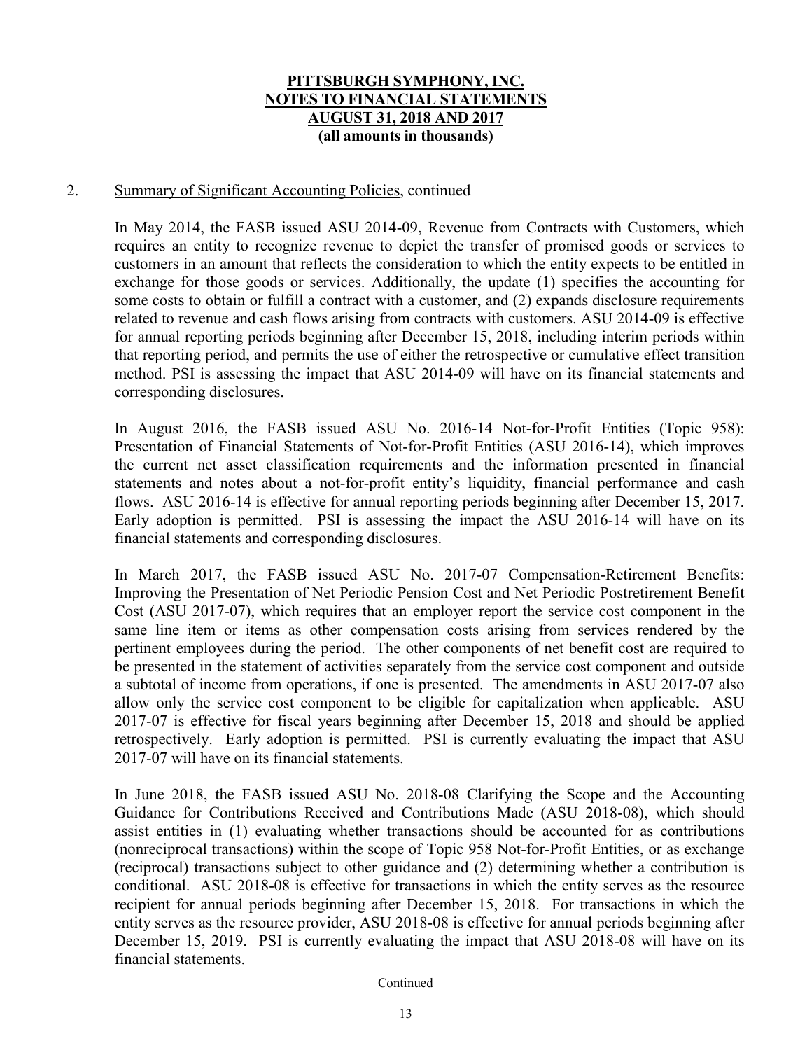**PITTSBURGH SYMPHONY, INC.**
**NOTES TO FINANCIAL STATEMENTS**
**AUGUST 31, 2018 AND 2017**
**(all amounts in thousands)**

2. Summary of Significant Accounting Policies, continued

In May 2014, the FASB issued ASU 2014-09, Revenue from Contracts with Customers, which requires an entity to recognize revenue to depict the transfer of promised goods or services to customers in an amount that reflects the consideration to which the entity expects to be entitled in exchange for those goods or services. Additionally, the update (1) specifies the accounting for some costs to obtain or fulfill a contract with a customer, and (2) expands disclosure requirements related to revenue and cash flows arising from contracts with customers. ASU 2014-09 is effective for annual reporting periods beginning after December 15, 2018, including interim periods within that reporting period, and permits the use of either the retrospective or cumulative effect transition method. PSI is assessing the impact that ASU 2014-09 will have on its financial statements and corresponding disclosures.

In August 2016, the FASB issued ASU No. 2016-14 Not-for-Profit Entities (Topic 958): Presentation of Financial Statements of Not-for-Profit Entities (ASU 2016-14), which improves the current net asset classification requirements and the information presented in financial statements and notes about a not-for-profit entity's liquidity, financial performance and cash flows. ASU 2016-14 is effective for annual reporting periods beginning after December 15, 2017. Early adoption is permitted. PSI is assessing the impact the ASU 2016-14 will have on its financial statements and corresponding disclosures.

In March 2017, the FASB issued ASU No. 2017-07 Compensation-Retirement Benefits: Improving the Presentation of Net Periodic Pension Cost and Net Periodic Postretirement Benefit Cost (ASU 2017-07), which requires that an employer report the service cost component in the same line item or items as other compensation costs arising from services rendered by the pertinent employees during the period. The other components of net benefit cost are required to be presented in the statement of activities separately from the service cost component and outside a subtotal of income from operations, if one is presented. The amendments in ASU 2017-07 also allow only the service cost component to be eligible for capitalization when applicable. ASU 2017-07 is effective for fiscal years beginning after December 15, 2018 and should be applied retrospectively. Early adoption is permitted. PSI is currently evaluating the impact that ASU 2017-07 will have on its financial statements.

In June 2018, the FASB issued ASU No. 2018-08 Clarifying the Scope and the Accounting Guidance for Contributions Received and Contributions Made (ASU 2018-08), which should assist entities in (1) evaluating whether transactions should be accounted for as contributions (nonreciprocal transactions) within the scope of Topic 958 Not-for-Profit Entities, or as exchange (reciprocal) transactions subject to other guidance and (2) determining whether a contribution is conditional. ASU 2018-08 is effective for transactions in which the entity serves as the resource recipient for annual periods beginning after December 15, 2018. For transactions in which the entity serves as the resource provider, ASU 2018-08 is effective for annual periods beginning after December 15, 2019. PSI is currently evaluating the impact that ASU 2018-08 will have on its financial statements.

Continued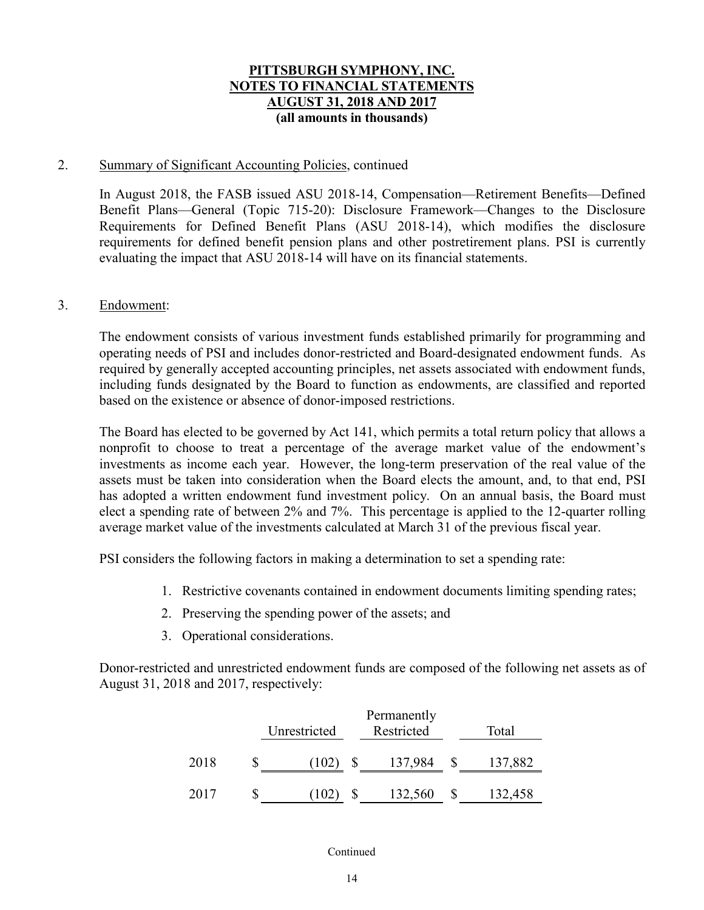**PITTSBURGH SYMPHONY, INC.**
**NOTES TO FINANCIAL STATEMENTS**
**AUGUST 31, 2018 AND 2017**
**(all amounts in thousands)**

2. Summary of Significant Accounting Policies, continued

In August 2018, the FASB issued ASU 2018-14, Compensation—Retirement Benefits—Defined Benefit Plans—General (Topic 715-20): Disclosure Framework—Changes to the Disclosure Requirements for Defined Benefit Plans (ASU 2018-14), which modifies the disclosure requirements for defined benefit pension plans and other postretirement plans. PSI is currently evaluating the impact that ASU 2018-14 will have on its financial statements.

3. Endowment:

The endowment consists of various investment funds established primarily for programming and operating needs of PSI and includes donor-restricted and Board-designated endowment funds. As required by generally accepted accounting principles, net assets associated with endowment funds, including funds designated by the Board to function as endowments, are classified and reported based on the existence or absence of donor-imposed restrictions.

The Board has elected to be governed by Act 141, which permits a total return policy that allows a nonprofit to choose to treat a percentage of the average market value of the endowment's investments as income each year. However, the long-term preservation of the real value of the assets must be taken into consideration when the Board elects the amount, and, to that end, PSI has adopted a written endowment fund investment policy. On an annual basis, the Board must elect a spending rate of between 2% and 7%. This percentage is applied to the 12-quarter rolling average market value of the investments calculated at March 31 of the previous fiscal year.

PSI considers the following factors in making a determination to set a spending rate:

1. Restrictive covenants contained in endowment documents limiting spending rates;
2. Preserving the spending power of the assets; and
3. Operational considerations.

Donor-restricted and unrestricted endowment funds are composed of the following net assets as of August 31, 2018 and 2017, respectively:

| | Unrestricted | Permanently Restricted | Total |
|---|---|---|---|
| 2018 | $ (102) | $ 137,984 | $ 137,882 |
| 2017 | $ (102) | $ 132,560 | $ 132,458 |

Continued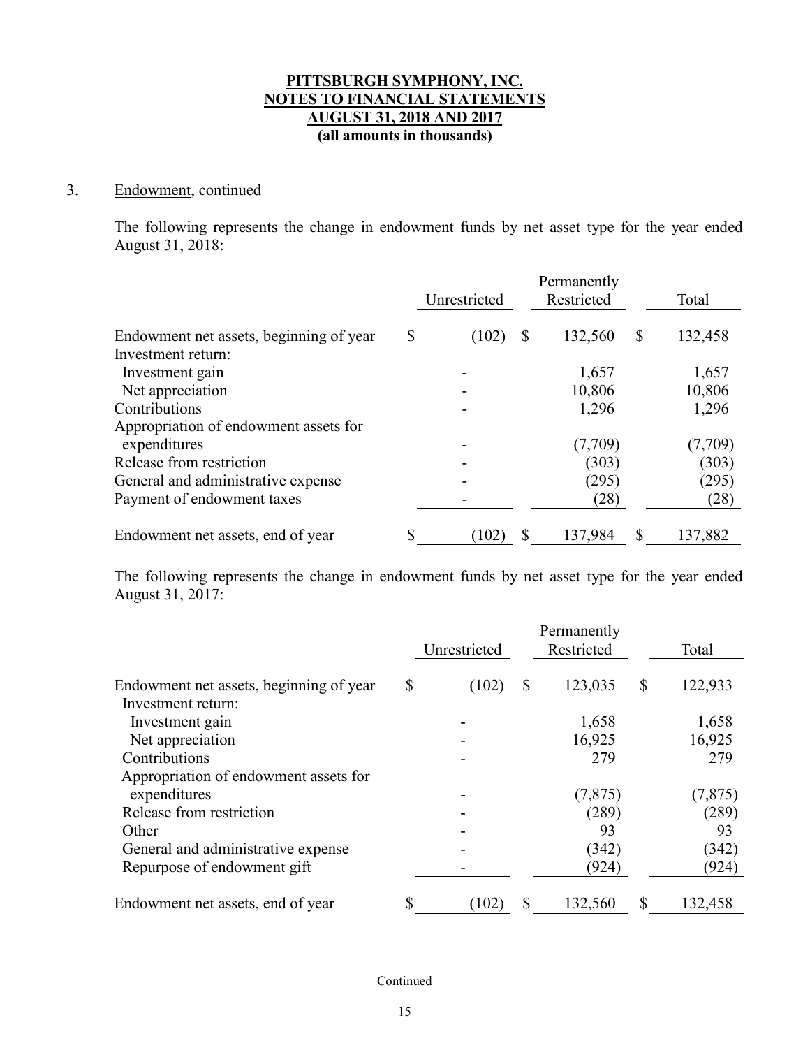**PITTSBURGH SYMPHONY, INC.**
**NOTES TO FINANCIAL STATEMENTS**
**AUGUST 31, 2018 AND 2017**
**(all amounts in thousands)**

3. Endowment, continued

The following represents the change in endowment funds by net asset type for the year ended August 31, 2018:

| | Unrestricted | Permanently Restricted | Total |
|---|---|---|---|
| Endowment net assets, beginning of year | $ (102) | $ 132,560 | $ 132,458 |
| Investment return: | | | |
| Investment gain | - | 1,657 | 1,657 |
| Net appreciation | - | 10,806 | 10,806 |
| Contributions | - | 1,296 | 1,296 |
| Appropriation of endowment assets for expenditures | - | (7,709) | (7,709) |
| Release from restriction | - | (303) | (303) |
| General and administrative expense | - | (295) | (295) |
| Payment of endowment taxes | - | (28) | (28) |
| Endowment net assets, end of year | $ (102) | $ 137,984 | $ 137,882 |

The following represents the change in endowment funds by net asset type for the year ended August 31, 2017:

| | Unrestricted | Permanently Restricted | Total |
|---|---|---|---|
| Endowment net assets, beginning of year | $ (102) | $ 123,035 | $ 122,933 |
| Investment return: | | | |
| Investment gain | - | 1,658 | 1,658 |
| Net appreciation | - | 16,925 | 16,925 |
| Contributions | - | 279 | 279 |
| Appropriation of endowment assets for expenditures | - | (7,875) | (7,875) |
| Release from restriction | - | (289) | (289) |
| Other | - | 93 | 93 |
| General and administrative expense | - | (342) | (342) |
| Repurpose of endowment gift | - | (924) | (924) |
| Endowment net assets, end of year | $ (102) | $ 132,560 | $ 132,458 |

Continued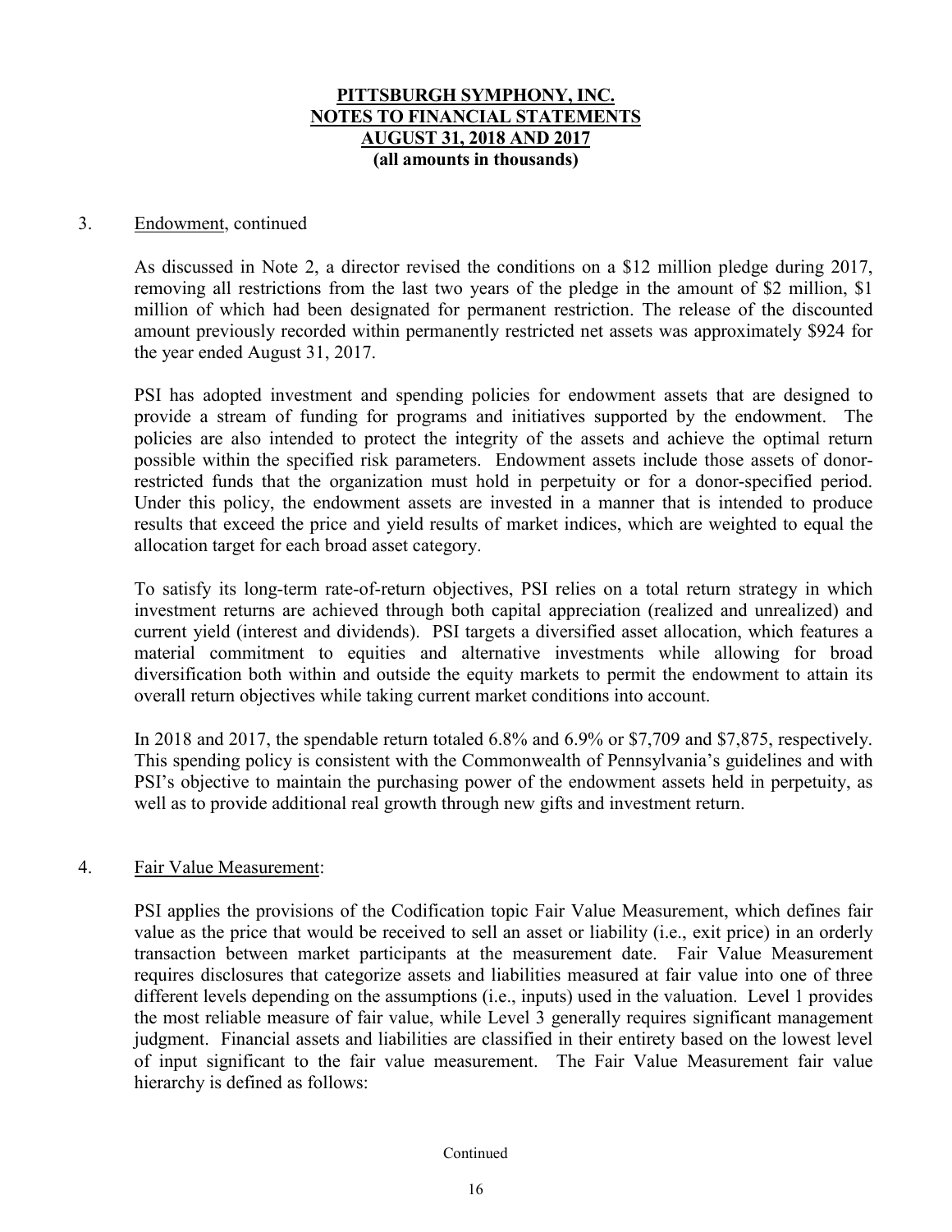**PITTSBURGH SYMPHONY, INC.**
**NOTES TO FINANCIAL STATEMENTS**
**AUGUST 31, 2018 AND 2017**
**(all amounts in thousands)**

3. Endowment, continued

As discussed in Note 2, a director revised the conditions on a $12 million pledge during 2017, removing all restrictions from the last two years of the pledge in the amount of $2 million, $1 million of which had been designated for permanent restriction. The release of the discounted amount previously recorded within permanently restricted net assets was approximately $924 for the year ended August 31, 2017.

PSI has adopted investment and spending policies for endowment assets that are designed to provide a stream of funding for programs and initiatives supported by the endowment. The policies are also intended to protect the integrity of the assets and achieve the optimal return possible within the specified risk parameters. Endowment assets include those assets of donor-restricted funds that the organization must hold in perpetuity or for a donor-specified period. Under this policy, the endowment assets are invested in a manner that is intended to produce results that exceed the price and yield results of market indices, which are weighted to equal the allocation target for each broad asset category.

To satisfy its long-term rate-of-return objectives, PSI relies on a total return strategy in which investment returns are achieved through both capital appreciation (realized and unrealized) and current yield (interest and dividends). PSI targets a diversified asset allocation, which features a material commitment to equities and alternative investments while allowing for broad diversification both within and outside the equity markets to permit the endowment to attain its overall return objectives while taking current market conditions into account.

In 2018 and 2017, the spendable return totaled 6.8% and 6.9% or $7,709 and $7,875, respectively. This spending policy is consistent with the Commonwealth of Pennsylvania's guidelines and with PSI's objective to maintain the purchasing power of the endowment assets held in perpetuity, as well as to provide additional real growth through new gifts and investment return.

4. Fair Value Measurement:

PSI applies the provisions of the Codification topic Fair Value Measurement, which defines fair value as the price that would be received to sell an asset or liability (i.e., exit price) in an orderly transaction between market participants at the measurement date. Fair Value Measurement requires disclosures that categorize assets and liabilities measured at fair value into one of three different levels depending on the assumptions (i.e., inputs) used in the valuation. Level 1 provides the most reliable measure of fair value, while Level 3 generally requires significant management judgment. Financial assets and liabilities are classified in their entirety based on the lowest level of input significant to the fair value measurement. The Fair Value Measurement fair value hierarchy is defined as follows:

Continued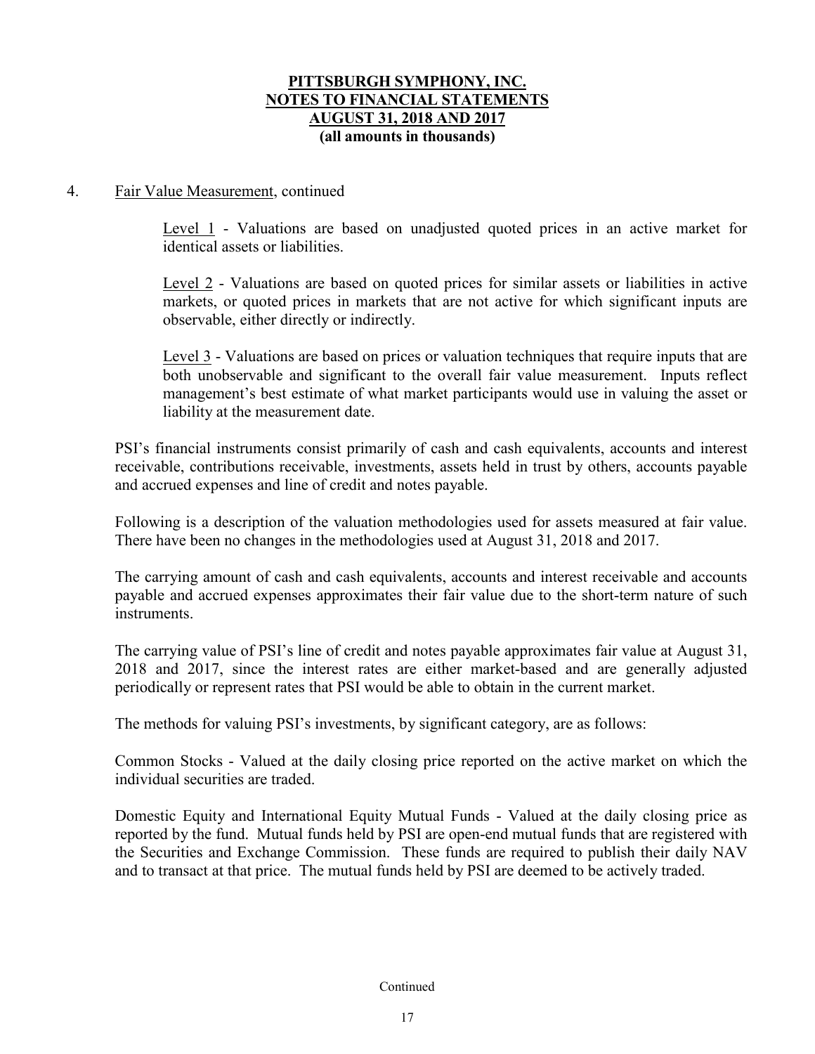4. Fair Value Measurement, continued

Level 1 - Valuations are based on unadjusted quoted prices in an active market for identical assets or liabilities.

Level 2 - Valuations are based on quoted prices for similar assets or liabilities in active markets, or quoted prices in markets that are not active for which significant inputs are observable, either directly or indirectly.

Level 3 - Valuations are based on prices or valuation techniques that require inputs that are both unobservable and significant to the overall fair value measurement. Inputs reflect management's best estimate of what market participants would use in valuing the asset or liability at the measurement date.

PSI's financial instruments consist primarily of cash and cash equivalents, accounts and interest receivable, contributions receivable, investments, assets held in trust by others, accounts payable and accrued expenses and line of credit and notes payable.

Following is a description of the valuation methodologies used for assets measured at fair value. There have been no changes in the methodologies used at August 31, 2018 and 2017.

The carrying amount of cash and cash equivalents, accounts and interest receivable and accounts payable and accrued expenses approximates their fair value due to the short-term nature of such instruments.

The carrying value of PSI's line of credit and notes payable approximates fair value at August 31, 2018 and 2017, since the interest rates are either market-based and are generally adjusted periodically or represent rates that PSI would be able to obtain in the current market.

The methods for valuing PSI's investments, by significant category, are as follows:

Common Stocks - Valued at the daily closing price reported on the active market on which the individual securities are traded.

Domestic Equity and International Equity Mutual Funds - Valued at the daily closing price as reported by the fund. Mutual funds held by PSI are open-end mutual funds that are registered with the Securities and Exchange Commission. These funds are required to publish their daily NAV and to transact at that price. The mutual funds held by PSI are deemed to be actively traded.

Continued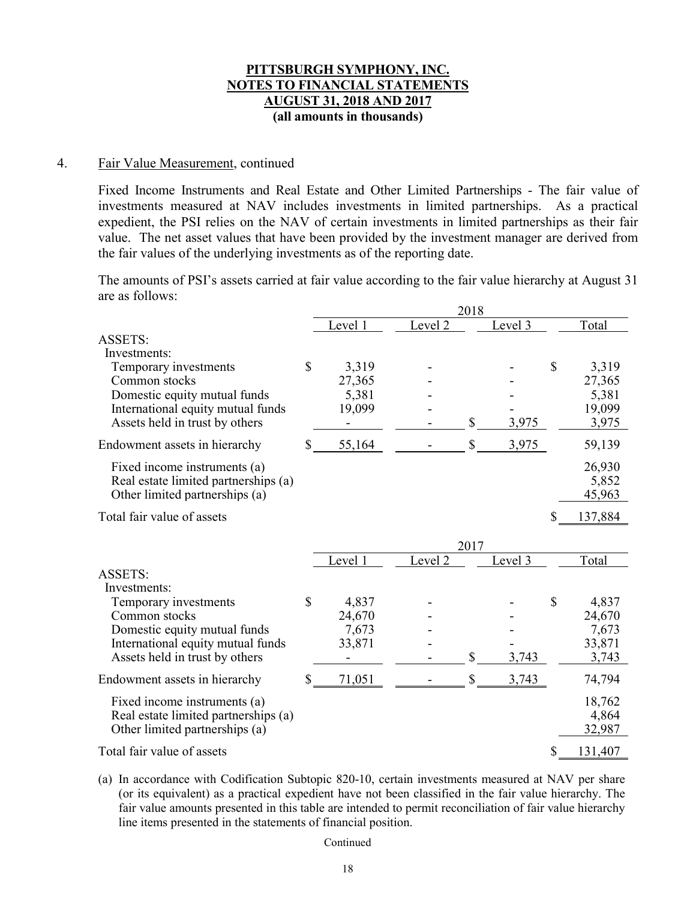**PITTSBURGH SYMPHONY, INC.**
**NOTES TO FINANCIAL STATEMENTS**
**AUGUST 31, 2018 AND 2017**
**(all amounts in thousands)**

4. Fair Value Measurement, continued

Fixed Income Instruments and Real Estate and Other Limited Partnerships - The fair value of investments measured at NAV includes investments in limited partnerships. As a practical expedient, the PSI relies on the NAV of certain investments in limited partnerships as their fair value. The net asset values that have been provided by the investment manager are derived from the fair values of the underlying investments as of the reporting date.

The amounts of PSI's assets carried at fair value according to the fair value hierarchy at August 31 are as follows:

| | 2018 | | | |
|---|---|---|---|---|
| | Level 1 | Level 2 | Level 3 | Total |
| ASSETS: | | | | |
| Investments: | | | | |
| Temporary investments | $ 3,319 | - | - | $ 3,319 |
| Common stocks | 27,365 | - | - | 27,365 |
| Domestic equity mutual funds | 5,381 | - | - | 5,381 |
| International equity mutual funds | 19,099 | - | - | 19,099 |
| Assets held in trust by others | - | - | $ 3,975 | 3,975 |
| Endowment assets in hierarchy | $ 55,164 | - | $ 3,975 | 59,139 |
| Fixed income instruments (a) | | | | 26,930 |
| Real estate limited partnerships (a) | | | | 5,852 |
| Other limited partnerships (a) | | | | 45,963 |
| Total fair value of assets | | | | $ 137,884 |

| | 2017 | | | |
|---|---|---|---|---|
| | Level 1 | Level 2 | Level 3 | Total |
| ASSETS: | | | | |
| Investments: | | | | |
| Temporary investments | $ 4,837 | - | - | $ 4,837 |
| Common stocks | 24,670 | - | - | 24,670 |
| Domestic equity mutual funds | 7,673 | - | - | 7,673 |
| International equity mutual funds | 33,871 | - | - | 33,871 |
| Assets held in trust by others | - | - | $ 3,743 | 3,743 |
| Endowment assets in hierarchy | $ 71,051 | - | $ 3,743 | 74,794 |
| Fixed income instruments (a) | | | | 18,762 |
| Real estate limited partnerships (a) | | | | 4,864 |
| Other limited partnerships (a) | | | | 32,987 |
| Total fair value of assets | | | | $ 131,407 |

(a) In accordance with Codification Subtopic 820-10, certain investments measured at NAV per share (or its equivalent) as a practical expedient have not been classified in the fair value hierarchy. The fair value amounts presented in this table are intended to permit reconciliation of fair value hierarchy line items presented in the statements of financial position.

Continued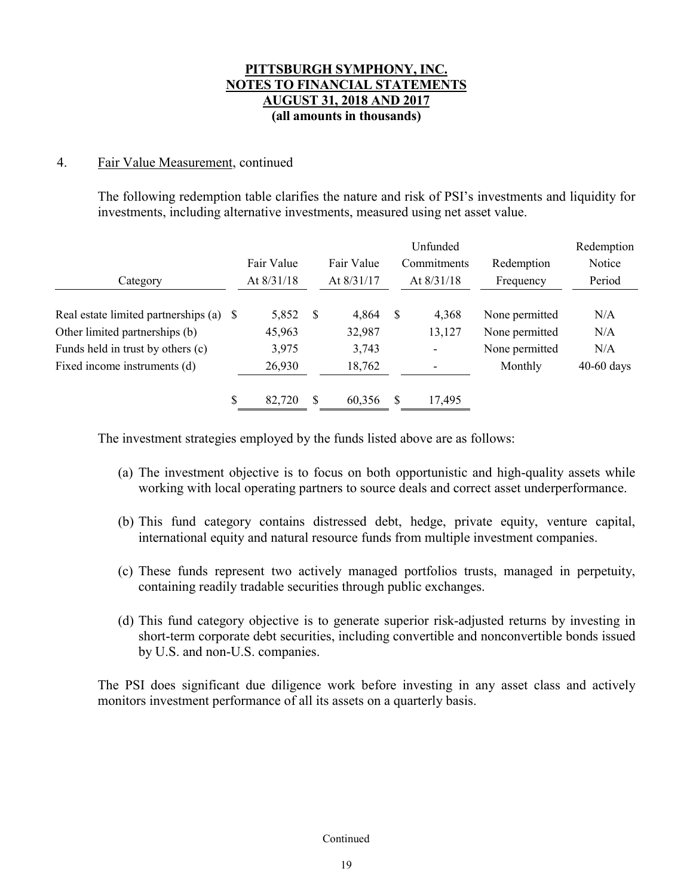# PITTSBURGH SYMPHONY, INC.
# NOTES TO FINANCIAL STATEMENTS
# AUGUST 31, 2018 AND 2017
# (all amounts in thousands)

4. Fair Value Measurement, continued

The following redemption table clarifies the nature and risk of PSI's investments and liquidity for investments, including alternative investments, measured using net asset value.

| Category | Fair Value At 8/31/18 | Fair Value At 8/31/17 | Unfunded Commitments At 8/31/18 | Redemption Frequency | Redemption Notice Period |
|---|---|---|---|---|---|
| Real estate limited partnerships (a) | $ 5,852 | $ 4,864 | $ 4,368 | None permitted | N/A |
| Other limited partnerships (b) | 45,963 | 32,987 | 13,127 | None permitted | N/A |
| Funds held in trust by others (c) | 3,975 | 3,743 | - | None permitted | N/A |
| Fixed income instruments (d) | 26,930 | 18,762 | - | Monthly | 40-60 days |
| | $ 82,720 | $ 60,356 | $ 17,495 | | |

The investment strategies employed by the funds listed above are as follows:

(a) The investment objective is to focus on both opportunistic and high-quality assets while working with local operating partners to source deals and correct asset underperformance.

(b) This fund category contains distressed debt, hedge, private equity, venture capital, international equity and natural resource funds from multiple investment companies.

(c) These funds represent two actively managed portfolios trusts, managed in perpetuity, containing readily tradable securities through public exchanges.

(d) This fund category objective is to generate superior risk-adjusted returns by investing in short-term corporate debt securities, including convertible and nonconvertible bonds issued by U.S. and non-U.S. companies.

The PSI does significant due diligence work before investing in any asset class and actively monitors investment performance of all its assets on a quarterly basis.

Continued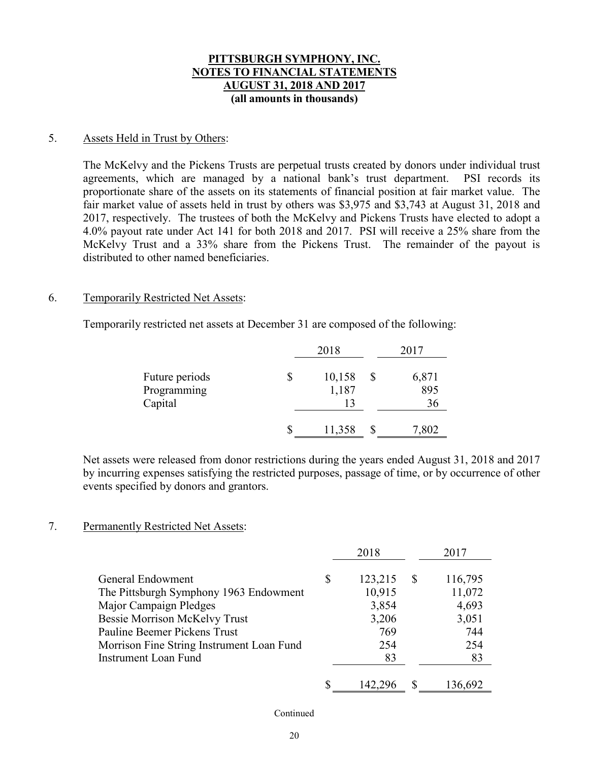# PITTSBURGH SYMPHONY, INC.
# NOTES TO FINANCIAL STATEMENTS
# AUGUST 31, 2018 AND 2017
**(all amounts in thousands)**

5. Assets Held in Trust by Others:

   The McKelvy and the Pickens Trusts are perpetual trusts created by donors under individual trust agreements, which are managed by a national bank's trust department. PSI records its proportionate share of the assets on its statements of financial position at fair market value. The fair market value of assets held in trust by others was $3,975 and $3,743 at August 31, 2018 and 2017, respectively. The trustees of both the McKelvy and Pickens Trusts have elected to adopt a 4.0% payout rate under Act 141 for both 2018 and 2017. PSI will receive a 25% share from the McKelvy Trust and a 33% share from the Pickens Trust. The remainder of the payout is distributed to other named beneficiaries.

6. Temporarily Restricted Net Assets:

   Temporarily restricted net assets at December 31 are composed of the following:

| | 2018 | 2017 |
|---|---|---|
| Future periods | $ 10,158 | $ 6,871 |
| Programming | 1,187 | 895 |
| Capital | 13 | 36 |
| | $ 11,358 | $ 7,802 |

   Net assets were released from donor restrictions during the years ended August 31, 2018 and 2017 by incurring expenses satisfying the restricted purposes, passage of time, or by occurrence of other events specified by donors and grantors.

7. Permanently Restricted Net Assets:

| | 2018 | 2017 |
|---|---|---|
| General Endowment | $ 123,215 | $ 116,795 |
| The Pittsburgh Symphony 1963 Endowment | 10,915 | 11,072 |
| Major Campaign Pledges | 3,854 | 4,693 |
| Bessie Morrison McKelvy Trust | 3,206 | 3,051 |
| Pauline Beemer Pickens Trust | 769 | 744 |
| Morrison Fine String Instrument Loan Fund | 254 | 254 |
| Instrument Loan Fund | 83 | 83 |
| | $ 142,296 | $ 136,692 |

Continued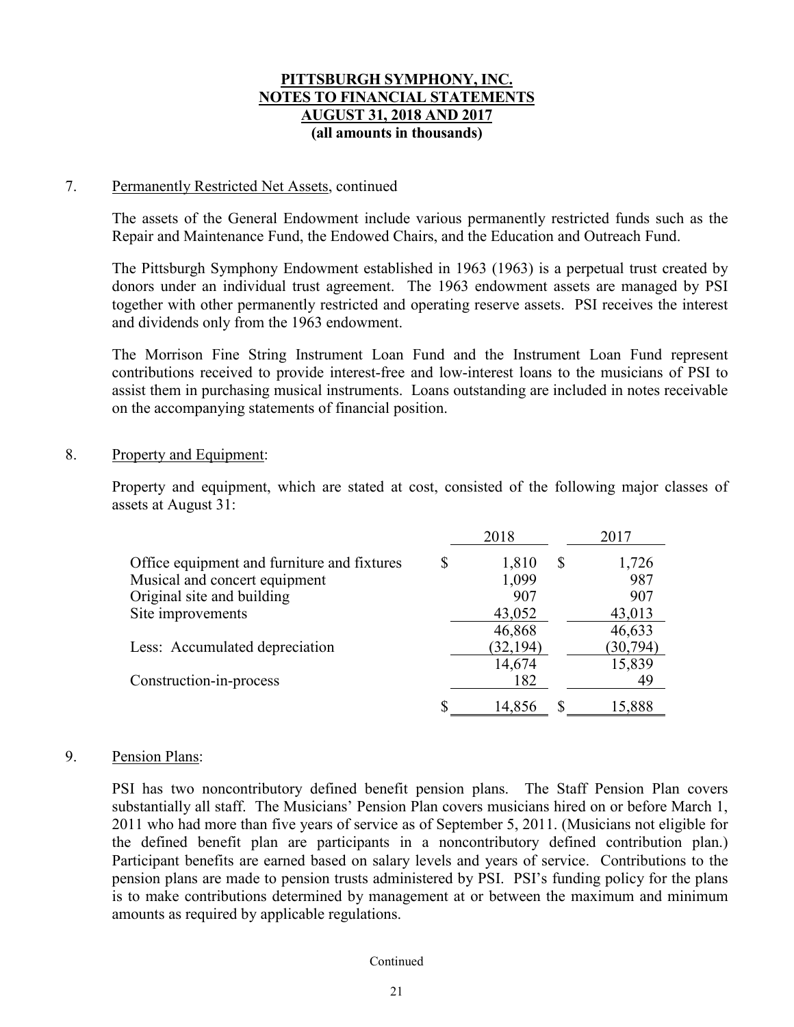# PITTSBURGH SYMPHONY, INC.
# NOTES TO FINANCIAL STATEMENTS
# AUGUST 31, 2018 AND 2017
# (all amounts in thousands)

7. Permanently Restricted Net Assets, continued

The assets of the General Endowment include various permanently restricted funds such as the Repair and Maintenance Fund, the Endowed Chairs, and the Education and Outreach Fund.

The Pittsburgh Symphony Endowment established in 1963 (1963) is a perpetual trust created by donors under an individual trust agreement. The 1963 endowment assets are managed by PSI together with other permanently restricted and operating reserve assets. PSI receives the interest and dividends only from the 1963 endowment.

The Morrison Fine String Instrument Loan Fund and the Instrument Loan Fund represent contributions received to provide interest-free and low-interest loans to the musicians of PSI to assist them in purchasing musical instruments. Loans outstanding are included in notes receivable on the accompanying statements of financial position.

8. Property and Equipment:

Property and equipment, which are stated at cost, consisted of the following major classes of assets at August 31:

| | 2018 | 2017 |
|---|---|---|
| Office equipment and furniture and fixtures | $ 1,810 | $ 1,726 |
| Musical and concert equipment | 1,099 | 987 |
| Original site and building | 907 | 907 |
| Site improvements | 43,052 | 43,013 |
| | 46,868 | 46,633 |
| Less: Accumulated depreciation | (32,194) | (30,794) |
| | 14,674 | 15,839 |
| Construction-in-process | 182 | 49 |
| | $ 14,856 | $ 15,888 |

9. Pension Plans:

PSI has two noncontributory defined benefit pension plans. The Staff Pension Plan covers substantially all staff. The Musicians' Pension Plan covers musicians hired on or before March 1, 2011 who had more than five years of service as of September 5, 2011. (Musicians not eligible for the defined benefit plan are participants in a noncontributory defined contribution plan.) Participant benefits are earned based on salary levels and years of service. Contributions to the pension plans are made to pension trusts administered by PSI. PSI's funding policy for the plans is to make contributions determined by management at or between the maximum and minimum amounts as required by applicable regulations.

Continued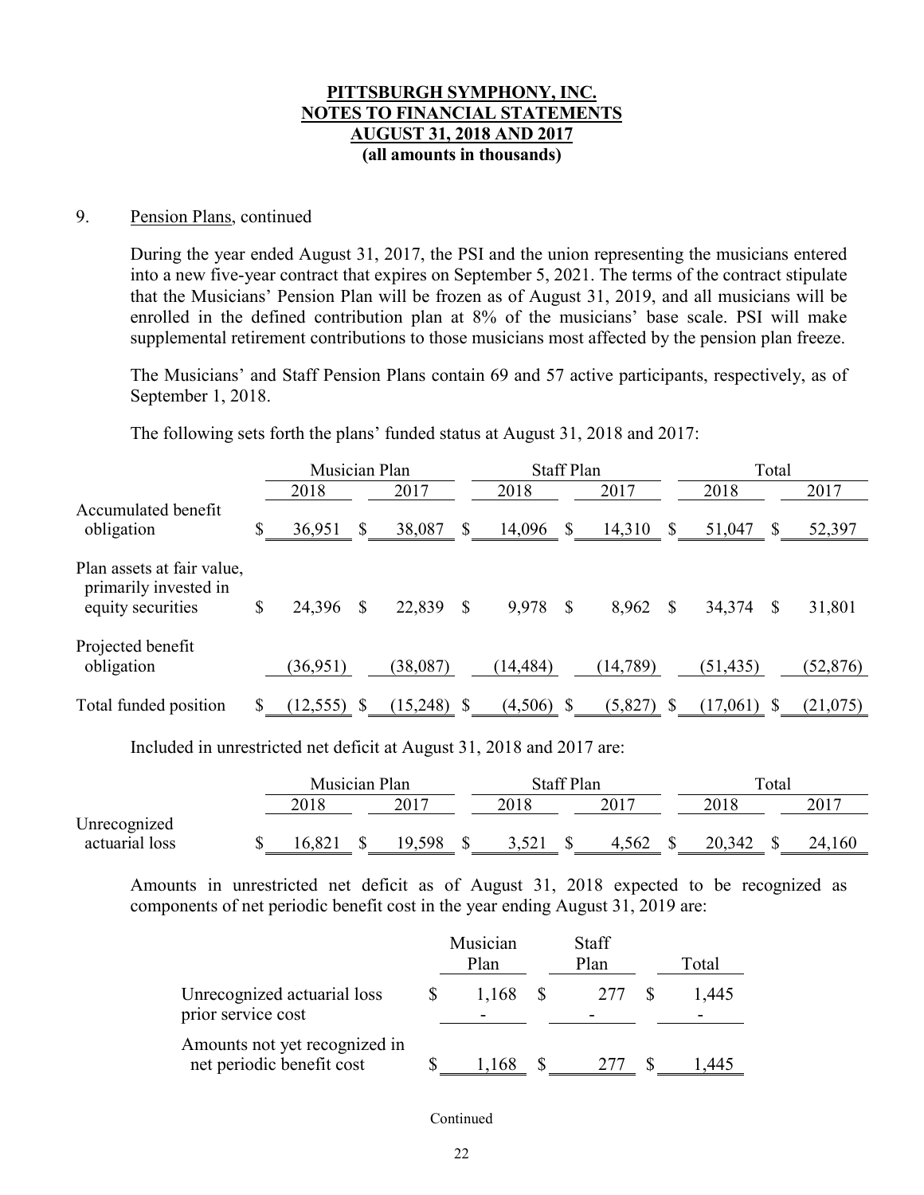**PITTSBURGH SYMPHONY, INC.**
**NOTES TO FINANCIAL STATEMENTS**
**AUGUST 31, 2018 AND 2017**
**(all amounts in thousands)**

9. Pension Plans, continued

During the year ended August 31, 2017, the PSI and the union representing the musicians entered into a new five-year contract that expires on September 5, 2021. The terms of the contract stipulate that the Musicians' Pension Plan will be frozen as of August 31, 2019, and all musicians will be enrolled in the defined contribution plan at 8% of the musicians' base scale. PSI will make supplemental retirement contributions to those musicians most affected by the pension plan freeze.

The Musicians' and Staff Pension Plans contain 69 and 57 active participants, respectively, as of September 1, 2018.

The following sets forth the plans' funded status at August 31, 2018 and 2017:

| | Musician Plan | | Staff Plan | | Total | |
|---|---|---|---|---|---|---|
| | 2018 | 2017 | 2018 | 2017 | 2018 | 2017 |
| Accumulated benefit obligation | $ 36,951 | $ 38,087 | $ 14,096 | $ 14,310 | $ 51,047 | $ 52,397 |
| Plan assets at fair value, primarily invested in equity securities | $ 24,396 | $ 22,839 | $ 9,978 | $ 8,962 | $ 34,374 | $ 31,801 |
| Projected benefit obligation | (36,951) | (38,087) | (14,484) | (14,789) | (51,435) | (52,876) |
| Total funded position | $ (12,555) | $ (15,248) | $ (4,506) | $ (5,827) | $ (17,061) | $ (21,075) |

Included in unrestricted net deficit at August 31, 2018 and 2017 are:

| | Musician Plan | | Staff Plan | | Total | |
|---|---|---|---|---|---|---|
| | 2018 | 2017 | 2018 | 2017 | 2018 | 2017 |
| Unrecognized actuarial loss | $ 16,821 | $ 19,598 | $ 3,521 | $ 4,562 | $ 20,342 | $ 24,160 |

Amounts in unrestricted net deficit as of August 31, 2018 expected to be recognized as components of net periodic benefit cost in the year ending August 31, 2019 are:

| | Musician Plan | Staff Plan | Total |
|---|---|---|---|
| Unrecognized actuarial loss | $ 1,168 | $ 277 | $ 1,445 |
| prior service cost | - | - | - |
| Amounts not yet recognized in net periodic benefit cost | $ 1,168 | $ 277 | $ 1,445 |

Continued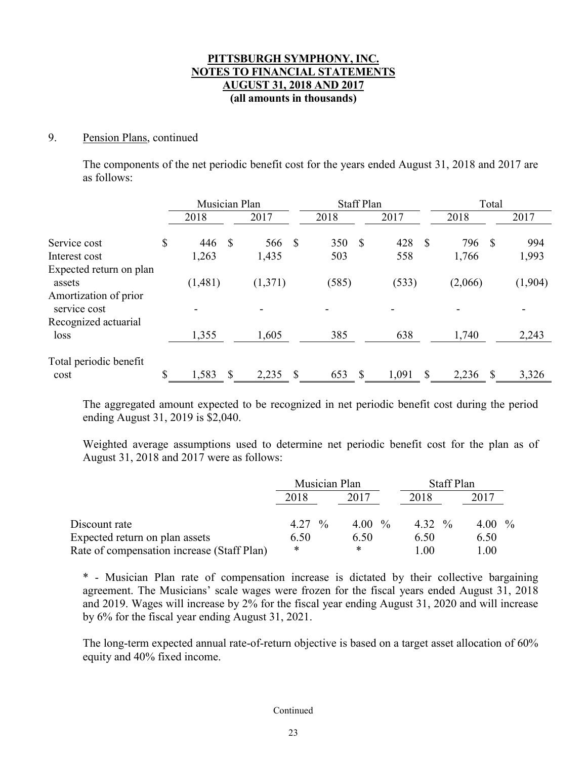**PITTSBURGH SYMPHONY, INC.**
**NOTES TO FINANCIAL STATEMENTS**
**AUGUST 31, 2018 AND 2017**
**(all amounts in thousands)**

9. Pension Plans, continued

The components of the net periodic benefit cost for the years ended August 31, 2018 and 2017 are as follows:

| | Musician Plan | | Staff Plan | | Total | |
|---|---|---|---|---|---|---|
| | 2018 | 2017 | 2018 | 2017 | 2018 | 2017 |
| Service cost | $ 446 | $ 566 | $ 350 | $ 428 | $ 796 | $ 994 |
| Interest cost | 1,263 | 1,435 | 503 | 558 | 1,766 | 1,993 |
| Expected return on plan assets | (1,481) | (1,371) | (585) | (533) | (2,066) | (1,904) |
| Amortization of prior service cost | - | - | - | - | - | - |
| Recognized actuarial loss | 1,355 | 1,605 | 385 | 638 | 1,740 | 2,243 |
| Total periodic benefit cost | $ 1,583 | $ 2,235 | $ 653 | $ 1,091 | $ 2,236 | $ 3,326 |

The aggregated amount expected to be recognized in net periodic benefit cost during the period ending August 31, 2019 is $2,040.

Weighted average assumptions used to determine net periodic benefit cost for the plan as of August 31, 2018 and 2017 were as follows:

| | Musician Plan | | Staff Plan | |
|---|---|---|---|---|
| | 2018 | 2017 | 2018 | 2017 |
| Discount rate | 4.27 % | 4.00 % | 4.32 % | 4.00 % |
| Expected return on plan assets | 6.50 | 6.50 | 6.50 | 6.50 |
| Rate of compensation increase (Staff Plan) | * | * | 1.00 | 1.00 |

* - Musician Plan rate of compensation increase is dictated by their collective bargaining agreement. The Musicians' scale wages were frozen for the fiscal years ended August 31, 2018 and 2019. Wages will increase by 2% for the fiscal year ending August 31, 2020 and will increase by 6% for the fiscal year ending August 31, 2021.

The long-term expected annual rate-of-return objective is based on a target asset allocation of 60% equity and 40% fixed income.

Continued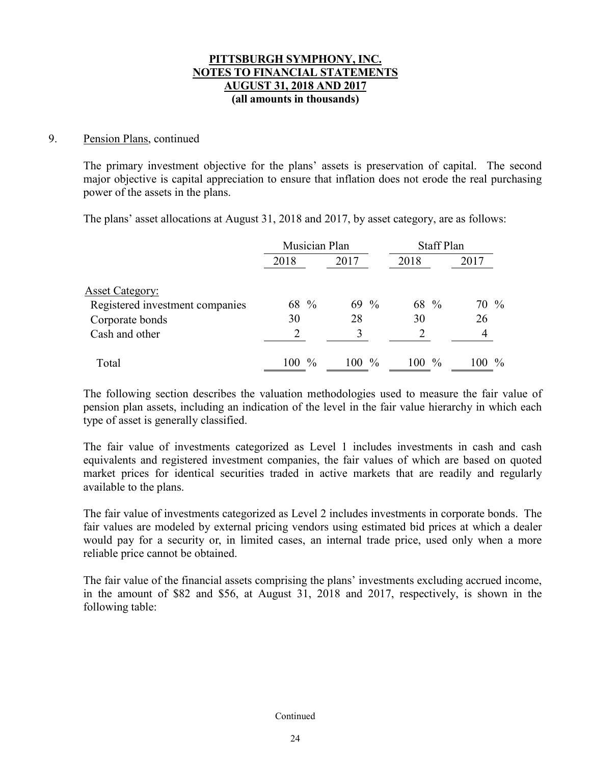**PITTSBURGH SYMPHONY, INC.**
**NOTES TO FINANCIAL STATEMENTS**
**AUGUST 31, 2018 AND 2017**
**(all amounts in thousands)**

9. Pension Plans, continued

The primary investment objective for the plans' assets is preservation of capital. The second major objective is capital appreciation to ensure that inflation does not erode the real purchasing power of the assets in the plans.

The plans' asset allocations at August 31, 2018 and 2017, by asset category, are as follows:

| | Musician Plan | | Staff Plan | |
|---|---|---|---|---|
| | 2018 | 2017 | 2018 | 2017 |
| Asset Category: | | | | |
| Registered investment companies | 68 % | 69 % | 68 % | 70 % |
| Corporate bonds | 30 | 28 | 30 | 26 |
| Cash and other | 2 | 3 | 2 | 4 |
| Total | 100 % | 100 % | 100 % | 100 % |

The following section describes the valuation methodologies used to measure the fair value of pension plan assets, including an indication of the level in the fair value hierarchy in which each type of asset is generally classified.

The fair value of investments categorized as Level 1 includes investments in cash and cash equivalents and registered investment companies, the fair values of which are based on quoted market prices for identical securities traded in active markets that are readily and regularly available to the plans.

The fair value of investments categorized as Level 2 includes investments in corporate bonds. The fair values are modeled by external pricing vendors using estimated bid prices at which a dealer would pay for a security or, in limited cases, an internal trade price, used only when a more reliable price cannot be obtained.

The fair value of the financial assets comprising the plans' investments excluding accrued income, in the amount of $82 and $56, at August 31, 2018 and 2017, respectively, is shown in the following table:

Continued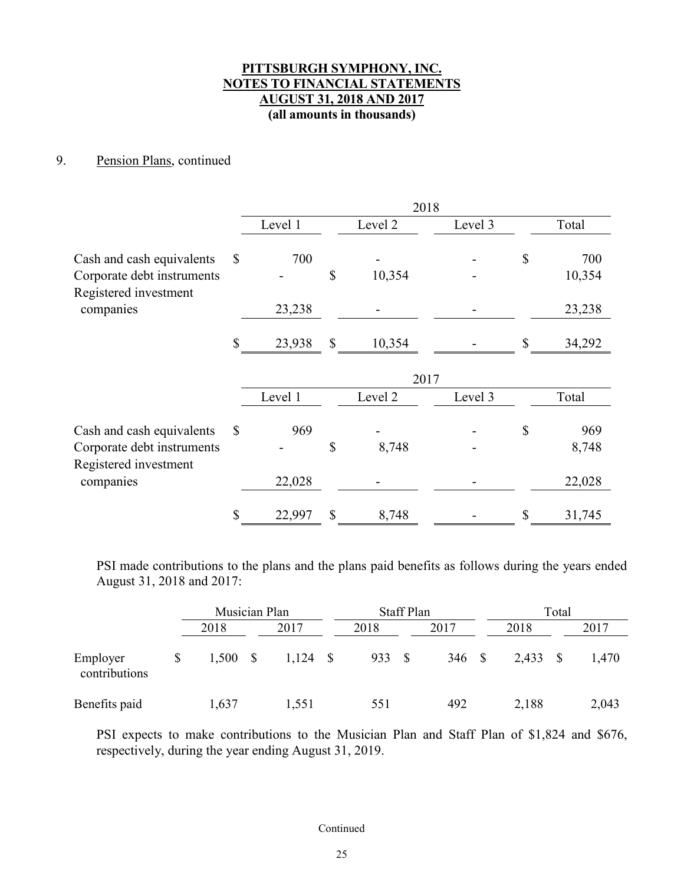**PITTSBURGH SYMPHONY, INC.**
**NOTES TO FINANCIAL STATEMENTS**
**AUGUST 31, 2018 AND 2017**
**(all amounts in thousands)**

9. Pension Plans, continued

| | 2018 | | | |
|---|---|---|---|---|
| | Level 1 | Level 2 | Level 3 | Total |
| Cash and cash equivalents | $ 700 | - | - | $ 700 |
| Corporate debt instruments | - | $ 10,354 | - | 10,354 |
| Registered investment companies | 23,238 | - | - | 23,238 |
| | $ 23,938 | $ 10,354 | - | $ 34,292 |

| | 2017 | | | |
|---|---|---|---|---|
| | Level 1 | Level 2 | Level 3 | Total |
| Cash and cash equivalents | $ 969 | - | - | $ 969 |
| Corporate debt instruments | - | $ 8,748 | - | 8,748 |
| Registered investment companies | 22,028 | - | - | 22,028 |
| | $ 22,997 | $ 8,748 | - | $ 31,745 |

PSI made contributions to the plans and the plans paid benefits as follows during the years ended August 31, 2018 and 2017:

| | Musician Plan | | Staff Plan | | Total | |
|---|---|---|---|---|---|---|
| | 2018 | 2017 | 2018 | 2017 | 2018 | 2017 |
| Employer contributions | $ 1,500 | $ 1,124 | $ 933 | $ 346 | $ 2,433 | $ 1,470 |
| Benefits paid | 1,637 | 1,551 | 551 | 492 | 2,188 | 2,043 |

PSI expects to make contributions to the Musician Plan and Staff Plan of $1,824 and $676, respectively, during the year ending August 31, 2019.

Continued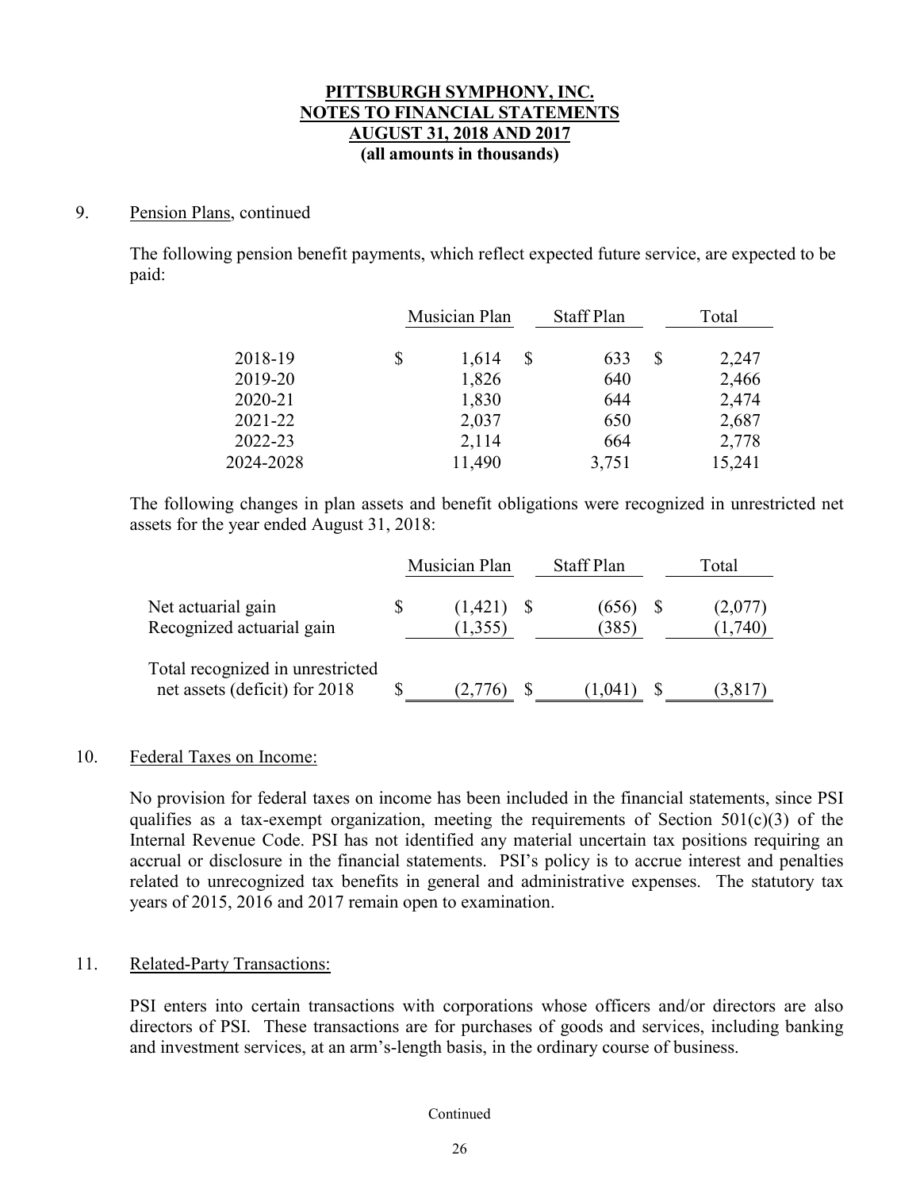**PITTSBURGH SYMPHONY, INC.**
**NOTES TO FINANCIAL STATEMENTS**
**AUGUST 31, 2018 AND 2017**
**(all amounts in thousands)**

9. Pension Plans, continued

The following pension benefit payments, which reflect expected future service, are expected to be paid:

| | Musician Plan | Staff Plan | Total |
|---|---|---|---|
| 2018-19 | $ 1,614 | $ 633 | $ 2,247 |
| 2019-20 | 1,826 | 640 | 2,466 |
| 2020-21 | 1,830 | 644 | 2,474 |
| 2021-22 | 2,037 | 650 | 2,687 |
| 2022-23 | 2,114 | 664 | 2,778 |
| 2024-2028 | 11,490 | 3,751 | 15,241 |

The following changes in plan assets and benefit obligations were recognized in unrestricted net assets for the year ended August 31, 2018:

| | Musician Plan | Staff Plan | Total |
|---|---|---|---|
| Net actuarial gain | $ (1,421) | $ (656) | $ (2,077) |
| Recognized actuarial gain | (1,355) | (385) | (1,740) |
| Total recognized in unrestricted net assets (deficit) for 2018 | $ (2,776) | $ (1,041) | $ (3,817) |

10. Federal Taxes on Income:

No provision for federal taxes on income has been included in the financial statements, since PSI qualifies as a tax-exempt organization, meeting the requirements of Section 501(c)(3) of the Internal Revenue Code. PSI has not identified any material uncertain tax positions requiring an accrual or disclosure in the financial statements. PSI's policy is to accrue interest and penalties related to unrecognized tax benefits in general and administrative expenses. The statutory tax years of 2015, 2016 and 2017 remain open to examination.

11. Related-Party Transactions:

PSI enters into certain transactions with corporations whose officers and/or directors are also directors of PSI. These transactions are for purchases of goods and services, including banking and investment services, at an arm's-length basis, in the ordinary course of business.

Continued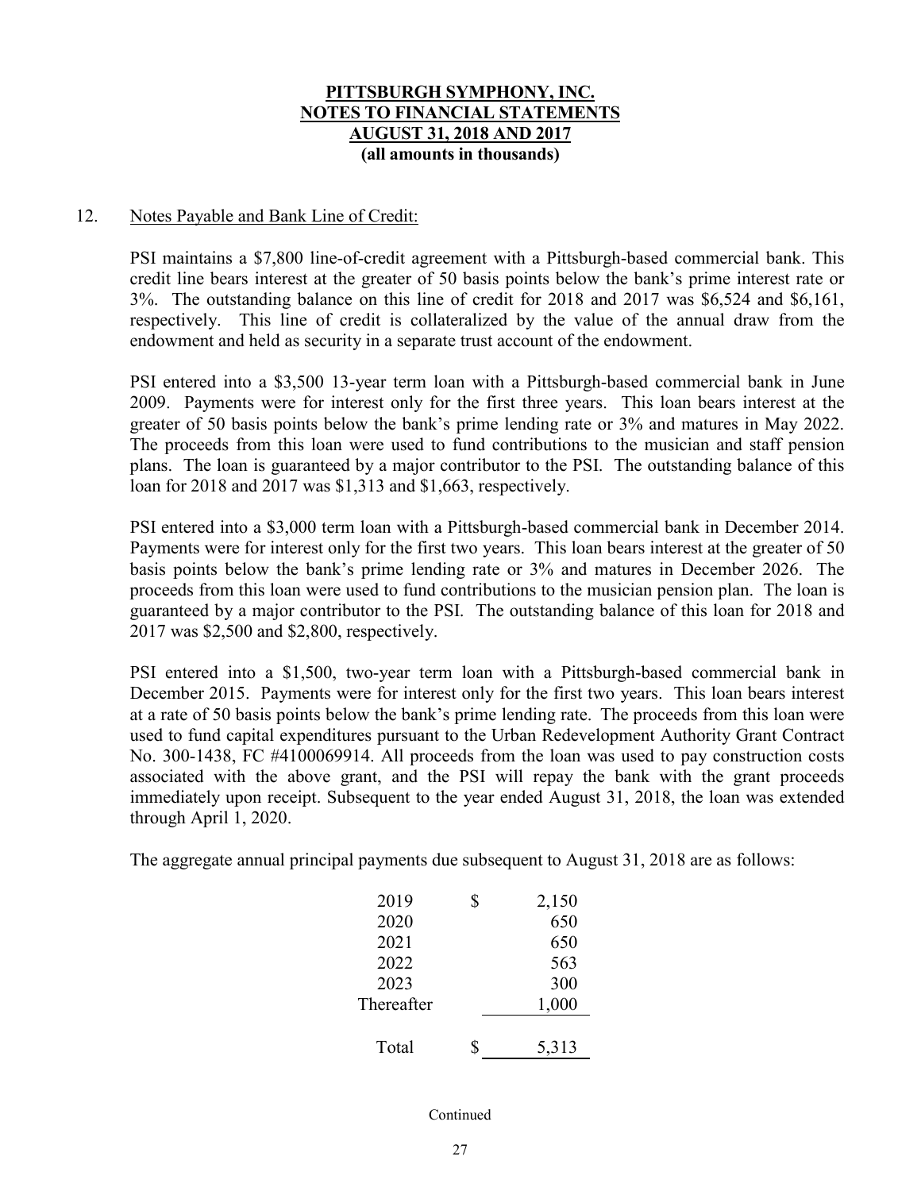**PITTSBURGH SYMPHONY, INC.**
**NOTES TO FINANCIAL STATEMENTS**
**AUGUST 31, 2018 AND 2017**
**(all amounts in thousands)**

12. Notes Payable and Bank Line of Credit:

PSI maintains a $7,800 line-of-credit agreement with a Pittsburgh-based commercial bank. This credit line bears interest at the greater of 50 basis points below the bank's prime interest rate or 3%. The outstanding balance on this line of credit for 2018 and 2017 was $6,524 and $6,161, respectively. This line of credit is collateralized by the value of the annual draw from the endowment and held as security in a separate trust account of the endowment.

PSI entered into a $3,500 13-year term loan with a Pittsburgh-based commercial bank in June 2009. Payments were for interest only for the first three years. This loan bears interest at the greater of 50 basis points below the bank's prime lending rate or 3% and matures in May 2022. The proceeds from this loan were used to fund contributions to the musician and staff pension plans. The loan is guaranteed by a major contributor to the PSI. The outstanding balance of this loan for 2018 and 2017 was $1,313 and $1,663, respectively.

PSI entered into a $3,000 term loan with a Pittsburgh-based commercial bank in December 2014. Payments were for interest only for the first two years. This loan bears interest at the greater of 50 basis points below the bank's prime lending rate or 3% and matures in December 2026. The proceeds from this loan were used to fund contributions to the musician pension plan. The loan is guaranteed by a major contributor to the PSI. The outstanding balance of this loan for 2018 and 2017 was $2,500 and $2,800, respectively.

PSI entered into a $1,500, two-year term loan with a Pittsburgh-based commercial bank in December 2015. Payments were for interest only for the first two years. This loan bears interest at a rate of 50 basis points below the bank's prime lending rate. The proceeds from this loan were used to fund capital expenditures pursuant to the Urban Redevelopment Authority Grant Contract No. 300-1438, FC #4100069914. All proceeds from the loan was used to pay construction costs associated with the above grant, and the PSI will repay the bank with the grant proceeds immediately upon receipt. Subsequent to the year ended August 31, 2018, the loan was extended through April 1, 2020.

The aggregate annual principal payments due subsequent to August 31, 2018 are as follows:

| | |
|---|---|
| 2019 | $ 2,150 |
| 2020 | 650 |
| 2021 | 650 |
| 2022 | 563 |
| 2023 | 300 |
| Thereafter | 1,000 |
| Total | $ 5,313 |

Continued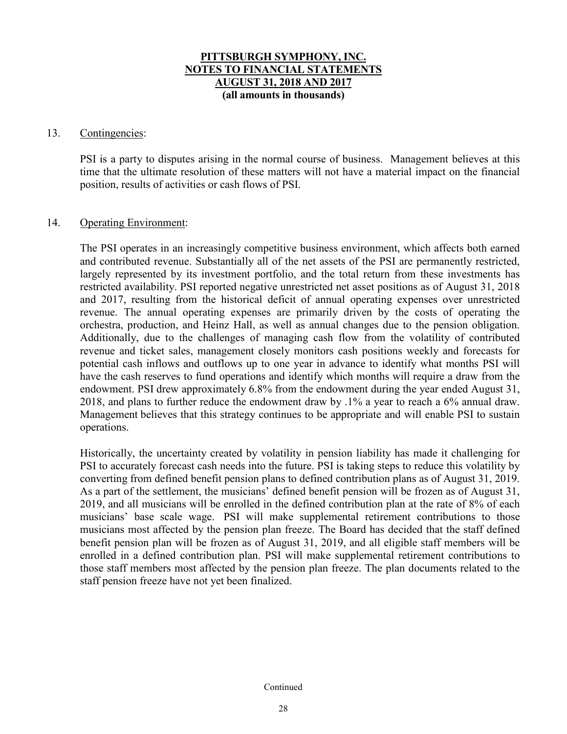**PITTSBURGH SYMPHONY, INC.**
**NOTES TO FINANCIAL STATEMENTS**
**AUGUST 31, 2018 AND 2017**
**(all amounts in thousands)**

13. Contingencies:

PSI is a party to disputes arising in the normal course of business. Management believes at this time that the ultimate resolution of these matters will not have a material impact on the financial position, results of activities or cash flows of PSI.

14. Operating Environment:

The PSI operates in an increasingly competitive business environment, which affects both earned and contributed revenue. Substantially all of the net assets of the PSI are permanently restricted, largely represented by its investment portfolio, and the total return from these investments has restricted availability. PSI reported negative unrestricted net asset positions as of August 31, 2018 and 2017, resulting from the historical deficit of annual operating expenses over unrestricted revenue. The annual operating expenses are primarily driven by the costs of operating the orchestra, production, and Heinz Hall, as well as annual changes due to the pension obligation. Additionally, due to the challenges of managing cash flow from the volatility of contributed revenue and ticket sales, management closely monitors cash positions weekly and forecasts for potential cash inflows and outflows up to one year in advance to identify what months PSI will have the cash reserves to fund operations and identify which months will require a draw from the endowment. PSI drew approximately 6.8% from the endowment during the year ended August 31, 2018, and plans to further reduce the endowment draw by .1% a year to reach a 6% annual draw. Management believes that this strategy continues to be appropriate and will enable PSI to sustain operations.

Historically, the uncertainty created by volatility in pension liability has made it challenging for PSI to accurately forecast cash needs into the future. PSI is taking steps to reduce this volatility by converting from defined benefit pension plans to defined contribution plans as of August 31, 2019. As a part of the settlement, the musicians' defined benefit pension will be frozen as of August 31, 2019, and all musicians will be enrolled in the defined contribution plan at the rate of 8% of each musicians' base scale wage. PSI will make supplemental retirement contributions to those musicians most affected by the pension plan freeze. The Board has decided that the staff defined benefit pension plan will be frozen as of August 31, 2019, and all eligible staff members will be enrolled in a defined contribution plan. PSI will make supplemental retirement contributions to those staff members most affected by the pension plan freeze. The plan documents related to the staff pension freeze have not yet been finalized.

Continued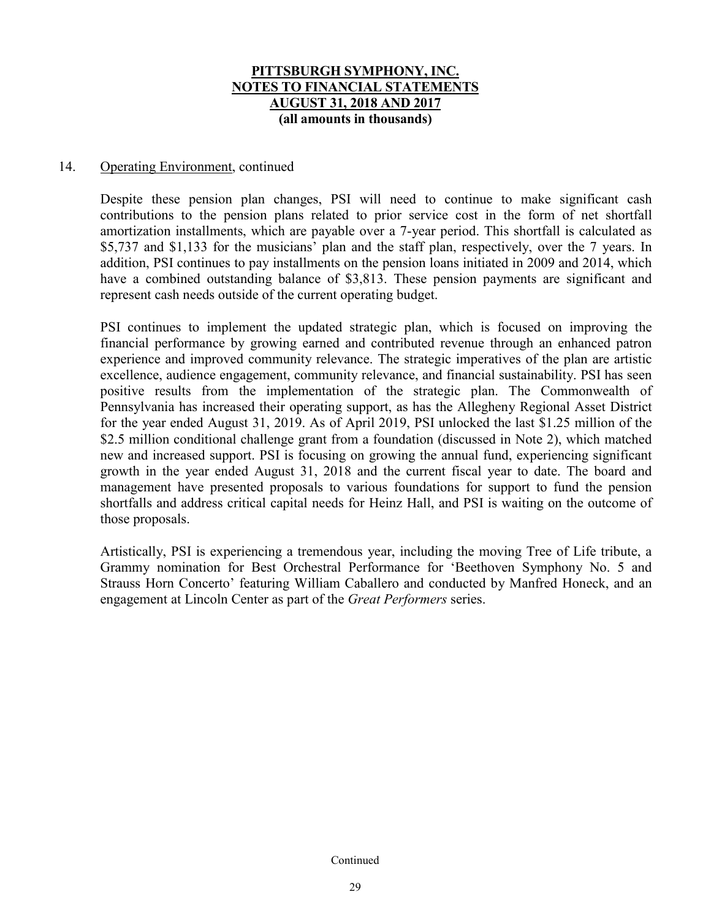**PITTSBURGH SYMPHONY, INC.**
**NOTES TO FINANCIAL STATEMENTS**
**AUGUST 31, 2018 AND 2017**
**(all amounts in thousands)**

14. Operating Environment, continued

Despite these pension plan changes, PSI will need to continue to make significant cash contributions to the pension plans related to prior service cost in the form of net shortfall amortization installments, which are payable over a 7-year period. This shortfall is calculated as $5,737 and $1,133 for the musicians' plan and the staff plan, respectively, over the 7 years. In addition, PSI continues to pay installments on the pension loans initiated in 2009 and 2014, which have a combined outstanding balance of $3,813. These pension payments are significant and represent cash needs outside of the current operating budget.

PSI continues to implement the updated strategic plan, which is focused on improving the financial performance by growing earned and contributed revenue through an enhanced patron experience and improved community relevance. The strategic imperatives of the plan are artistic excellence, audience engagement, community relevance, and financial sustainability. PSI has seen positive results from the implementation of the strategic plan. The Commonwealth of Pennsylvania has increased their operating support, as has the Allegheny Regional Asset District for the year ended August 31, 2019. As of April 2019, PSI unlocked the last $1.25 million of the $2.5 million conditional challenge grant from a foundation (discussed in Note 2), which matched new and increased support. PSI is focusing on growing the annual fund, experiencing significant growth in the year ended August 31, 2018 and the current fiscal year to date. The board and management have presented proposals to various foundations for support to fund the pension shortfalls and address critical capital needs for Heinz Hall, and PSI is waiting on the outcome of those proposals.

Artistically, PSI is experiencing a tremendous year, including the moving Tree of Life tribute, a Grammy nomination for Best Orchestral Performance for 'Beethoven Symphony No. 5 and Strauss Horn Concerto' featuring William Caballero and conducted by Manfred Honeck, and an engagement at Lincoln Center as part of the *Great Performers* series.

Continued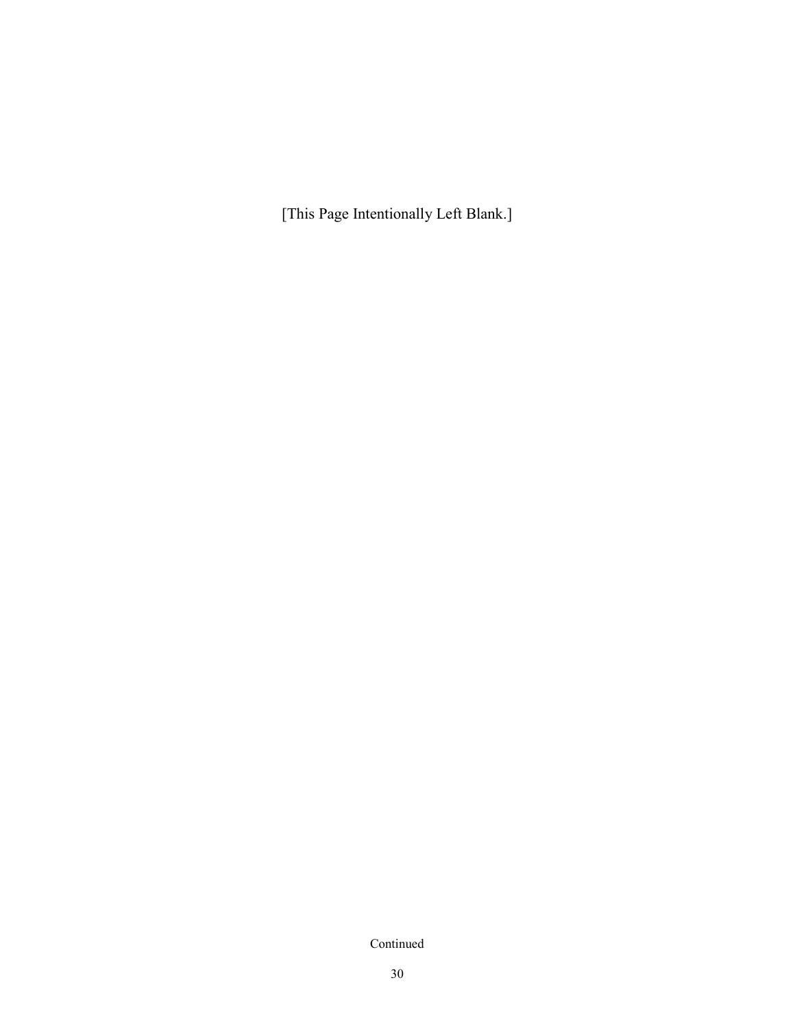[This Page Intentionally Left Blank.]

Continued